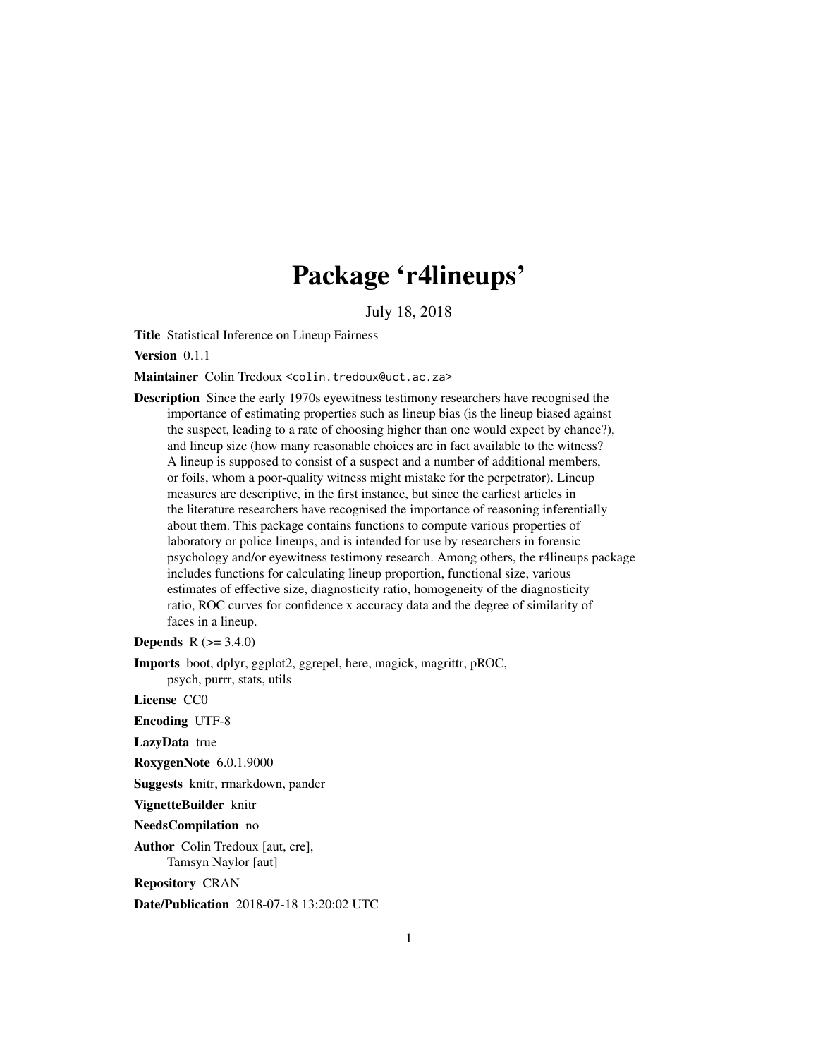# Package 'r4lineups'

July 18, 2018

**Title** Statistical Inference on Lineup Fairness

**Version** 0.1.1

**Maintainer** Colin Tredoux <colin.tredoux@uct.ac.za>

**Description** Since the early 1970s eyewitness testimony researchers have recognised the importance of estimating properties such as lineup bias (is the lineup biased against the suspect, leading to a rate of choosing higher than one would expect by chance?), and lineup size (how many reasonable choices are in fact available to the witness? A lineup is supposed to consist of a suspect and a number of additional members, or foils, whom a poor-quality witness might mistake for the perpetrator). Lineup measures are descriptive, in the first instance, but since the earliest articles in the literature researchers have recognised the importance of reasoning inferentially about them. This package contains functions to compute various properties of laboratory or police lineups, and is intended for use by researchers in forensic psychology and/or eyewitness testimony research. Among others, the r4lineups package includes functions for calculating lineup proportion, functional size, various estimates of effective size, diagnosticity ratio, homogeneity of the diagnosticity ratio, ROC curves for confidence x accuracy data and the degree of similarity of faces in a lineup.

**Depends** R (>= 3.4.0)

**Imports** boot, dplyr, ggplot2, ggrepel, here, magick, magrittr, pROC, psych, purrr, stats, utils

**License** CC0

**Encoding** UTF-8

**LazyData** true

**RoxygenNote** 6.0.1.9000

**Suggests** knitr, rmarkdown, pander

**VignetteBuilder** knitr

**NeedsCompilation** no

**Author** Colin Tredoux [aut, cre], Tamsyn Naylor [aut]

**Repository** CRAN

**Date/Publication** 2018-07-18 13:20:02 UTC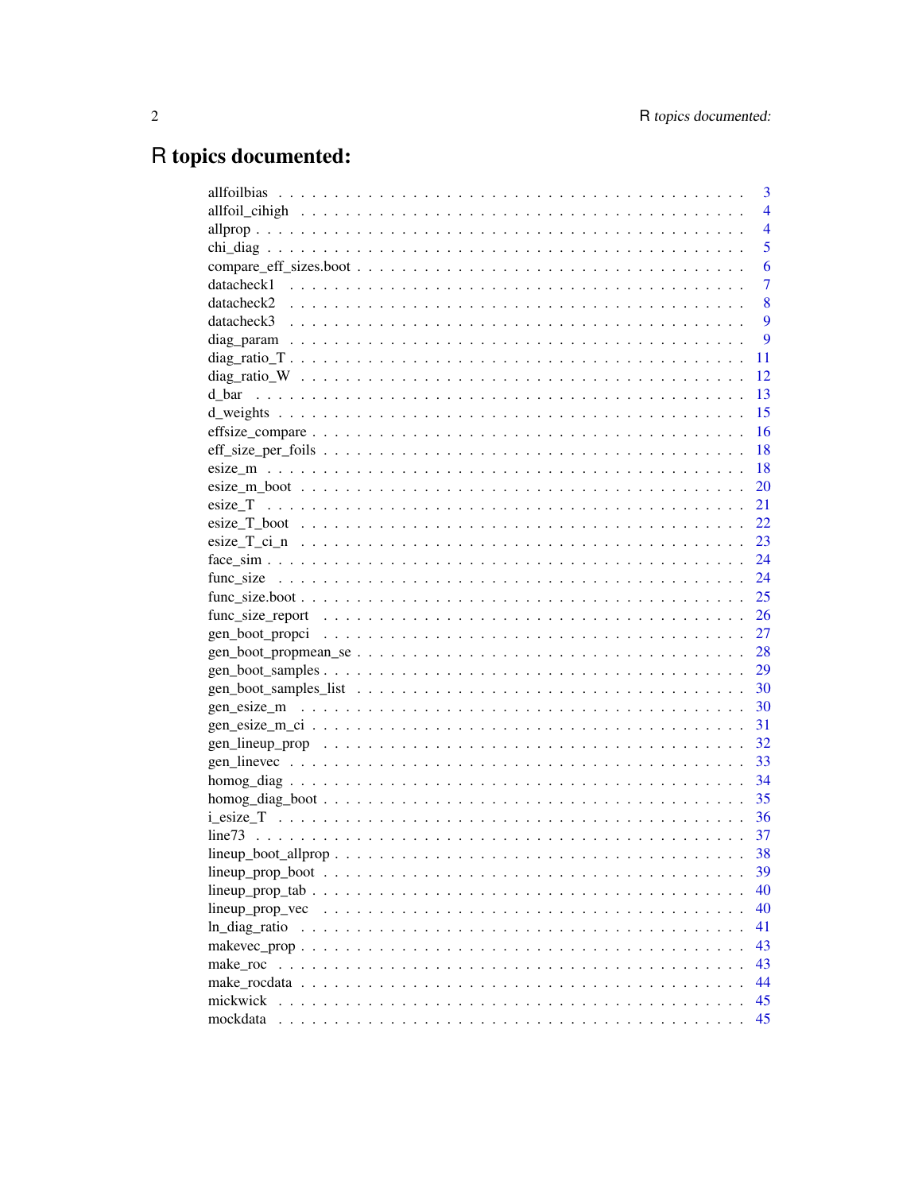# R topics documented:

| | |
|---|---|
| allfoilbias | 3 |
| allfoil_cihigh | 4 |
| allprop | 4 |
| chi_diag | 5 |
| compare_eff_sizes.boot | 6 |
| datacheck1 | 7 |
| datacheck2 | 8 |
| datacheck3 | 9 |
| diag_param | 9 |
| diag_ratio_T | 11 |
| diag_ratio_W | 12 |
| d_bar | 13 |
| d_weights | 15 |
| effsize_compare | 16 |
| eff_size_per_foils | 18 |
| esize_m | 18 |
| esize_m_boot | 20 |
| esize_T | 21 |
| esize_T_boot | 22 |
| esize_T_ci_n | 23 |
| face_sim | 24 |
| func_size | 24 |
| func_size.boot | 25 |
| func_size_report | 26 |
| gen_boot_propci | 27 |
| gen_boot_propmean_se | 28 |
| gen_boot_samples | 29 |
| gen_boot_samples_list | 30 |
| gen_esize_m | 30 |
| gen_esize_m_ci | 31 |
| gen_lineup_prop | 32 |
| gen_linevec | 33 |
| homog_diag | 34 |
| homog_diag_boot | 35 |
| i_esize_T | 36 |
| line73 | 37 |
| lineup_boot_allprop | 38 |
| lineup_prop_boot | 39 |
| lineup_prop_tab | 40 |
| lineup_prop_vec | 40 |
| ln_diag_ratio | 41 |
| makevec_prop | 43 |
| make_roc | 43 |
| make_rocdata | 44 |
| mickwick | 45 |
| mockdata | 45 |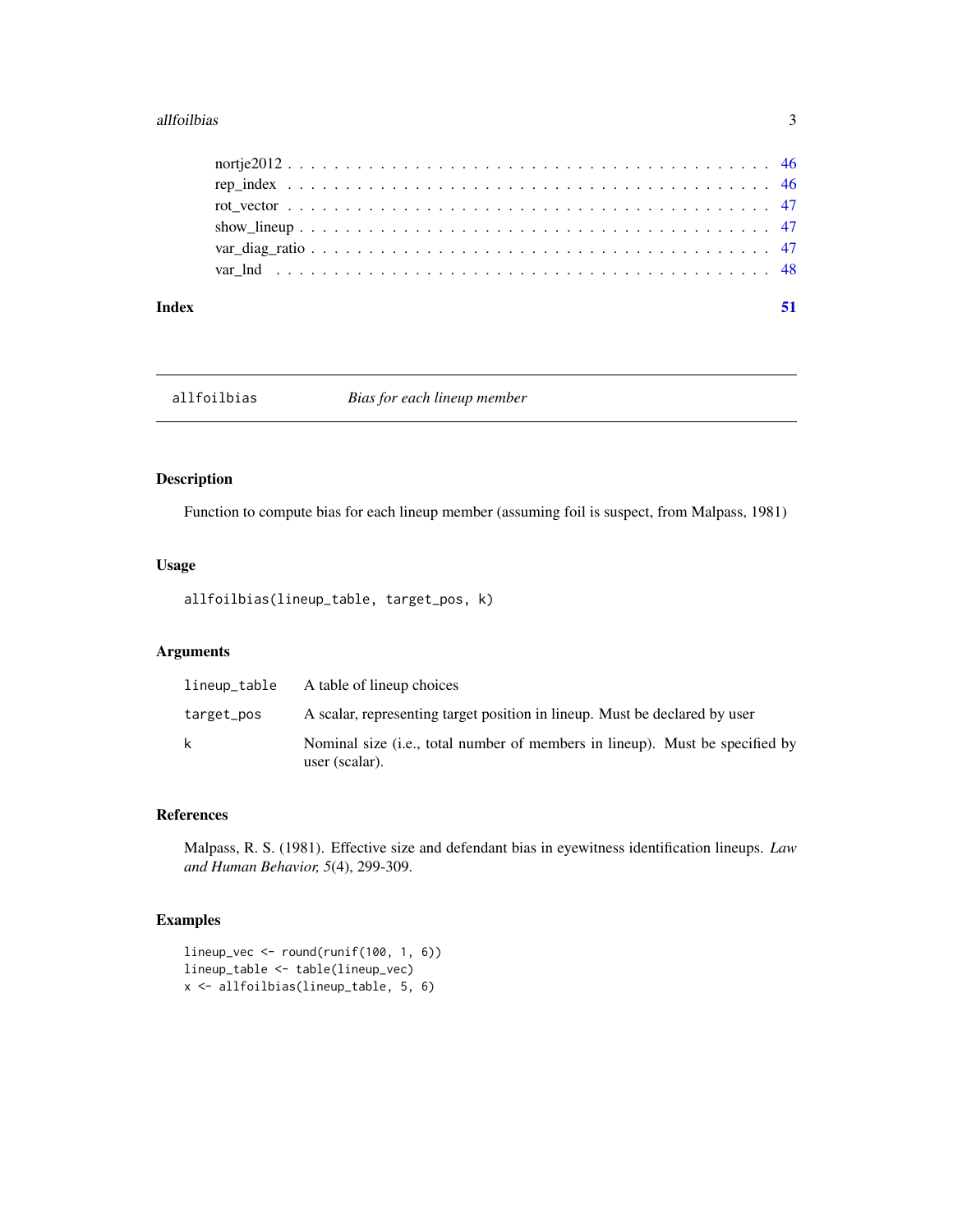nortje2012 . . . . . . . . . . . . . . . . . . . . . . . . . . . . . . . . . . . . . . 46
rep_index . . . . . . . . . . . . . . . . . . . . . . . . . . . . . . . . . . . . . . 46
rot_vector . . . . . . . . . . . . . . . . . . . . . . . . . . . . . . . . . . . . . . 47
show_lineup . . . . . . . . . . . . . . . . . . . . . . . . . . . . . . . . . . . . . . 47
var_diag_ratio . . . . . . . . . . . . . . . . . . . . . . . . . . . . . . . . . . . . . . 47
var_lnd . . . . . . . . . . . . . . . . . . . . . . . . . . . . . . . . . . . . . . 48

**Index** **51**

---

## allfoilbias *Bias for each lineup member*

### Description

Function to compute bias for each lineup member (assuming foil is suspect, from Malpass, 1981)

### Usage

```
allfoilbias(lineup_table, target_pos, k)
```

### Arguments

| | |
|---|---|
| lineup_table | A table of lineup choices |
| target_pos | A scalar, representing target position in lineup. Must be declared by user |
| k | Nominal size (i.e., total number of members in lineup). Must be specified by user (scalar). |

### References

Malpass, R. S. (1981). Effective size and defendant bias in eyewitness identification lineups. *Law and Human Behavior, 5*(4), 299-309.

### Examples

```
lineup_vec <- round(runif(100, 1, 6))
lineup_table <- table(lineup_vec)
x <- allfoilbias(lineup_table, 5, 6)
```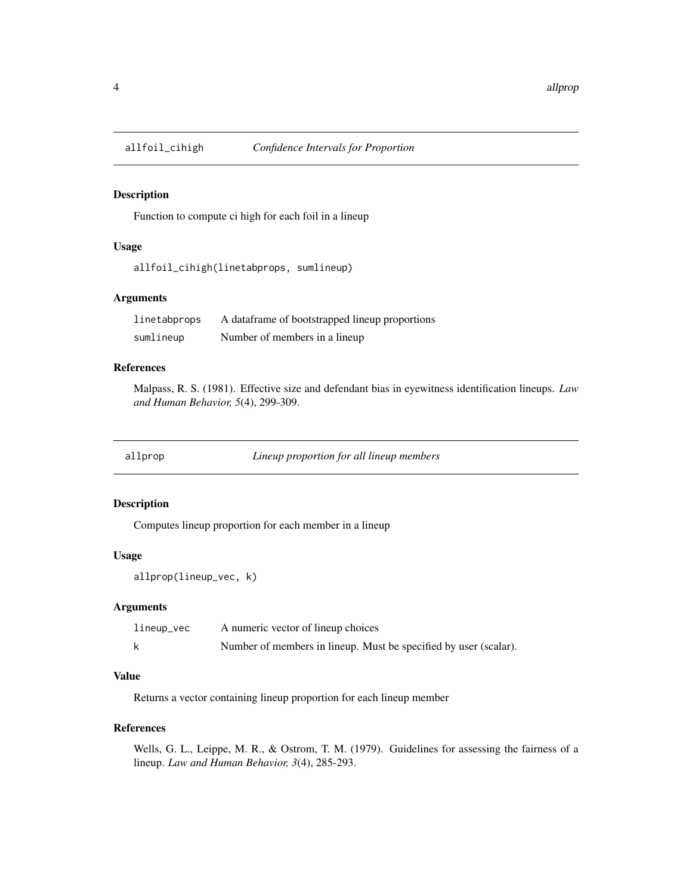## `allfoil_cihigh` *Confidence Intervals for Proportion*

### Description

Function to compute ci high for each foil in a lineup

### Usage

```
allfoil_cihigh(linetabprops, sumlineup)
```

### Arguments

| | |
|---|---|
| `linetabprops` | A dataframe of bootstrapped lineup proportions |
| `sumlineup` | Number of members in a lineup |

### References

Malpass, R. S. (1981). Effective size and defendant bias in eyewitness identification lineups. *Law and Human Behavior, 5*(4), 299-309.

## `allprop` *Lineup proportion for all lineup members*

### Description

Computes lineup proportion for each member in a lineup

### Usage

```
allprop(lineup_vec, k)
```

### Arguments

| | |
|---|---|
| `lineup_vec` | A numeric vector of lineup choices |
| `k` | Number of members in lineup. Must be specified by user (scalar). |

### Value

Returns a vector containing lineup proportion for each lineup member

### References

Wells, G. L., Leippe, M. R., & Ostrom, T. M. (1979). Guidelines for assessing the fairness of a lineup. *Law and Human Behavior, 3*(4), 285-293.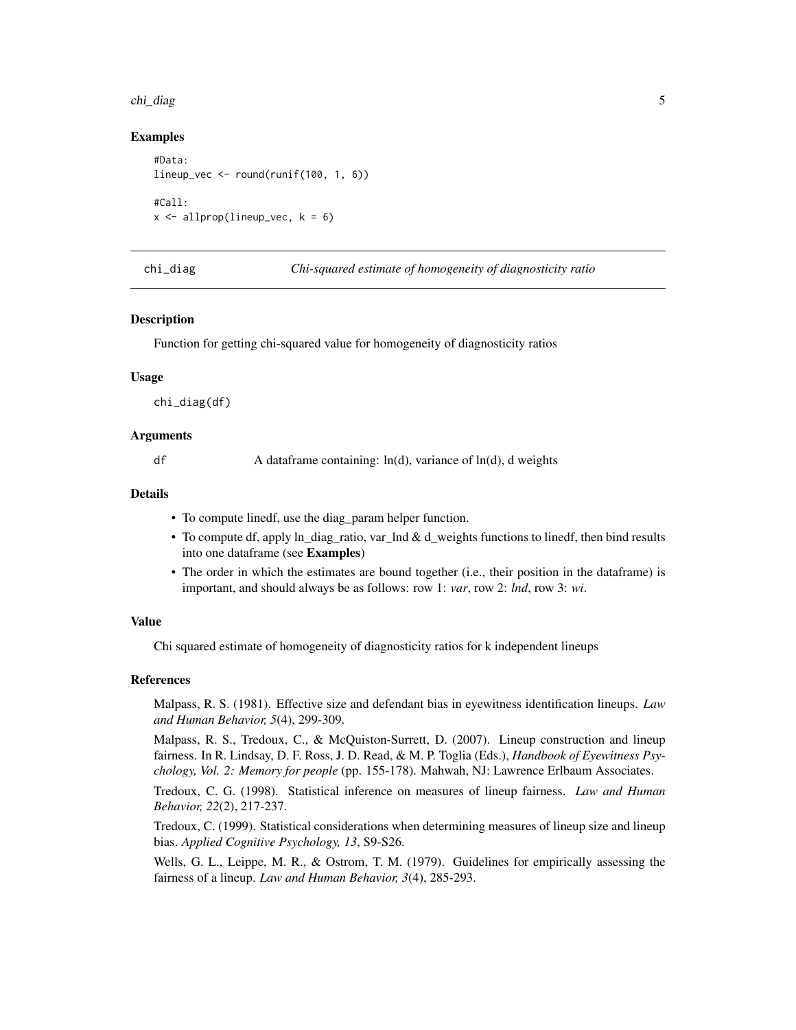### Examples

```
#Data:
lineup_vec <- round(runif(100, 1, 6))

#Call:
x <- allprop(lineup_vec, k = 6)
```

---

## chi_diag — *Chi-squared estimate of homogeneity of diagnosticity ratio*

### Description

Function for getting chi-squared value for homogeneity of diagnosticity ratios

### Usage

```
chi_diag(df)
```

### Arguments

| | |
|---|---|
| df | A dataframe containing: ln(d), variance of ln(d), d weights |

### Details

- To compute linedf, use the diag_param helper function.
- To compute df, apply ln_diag_ratio, var_lnd & d_weights functions to linedf, then bind results into one dataframe (see **Examples**)
- The order in which the estimates are bound together (i.e., their position in the dataframe) is important, and should always be as follows: row 1: *var*, row 2: *lnd*, row 3: *wi*.

### Value

Chi squared estimate of homogeneity of diagnosticity ratios for k independent lineups

### References

Malpass, R. S. (1981). Effective size and defendant bias in eyewitness identification lineups. *Law and Human Behavior, 5*(4), 299-309.

Malpass, R. S., Tredoux, C., & McQuiston-Surrett, D. (2007). Lineup construction and lineup fairness. In R. Lindsay, D. F. Ross, J. D. Read, & M. P. Toglia (Eds.), *Handbook of Eyewitness Psychology, Vol. 2: Memory for people* (pp. 155-178). Mahwah, NJ: Lawrence Erlbaum Associates.

Tredoux, C. G. (1998). Statistical inference on measures of lineup fairness. *Law and Human Behavior, 22*(2), 217-237.

Tredoux, C. (1999). Statistical considerations when determining measures of lineup size and lineup bias. *Applied Cognitive Psychology, 13*, S9-S26.

Wells, G. L., Leippe, M. R., & Ostrom, T. M. (1979). Guidelines for empirically assessing the fairness of a lineup. *Law and Human Behavior, 3*(4), 285-293.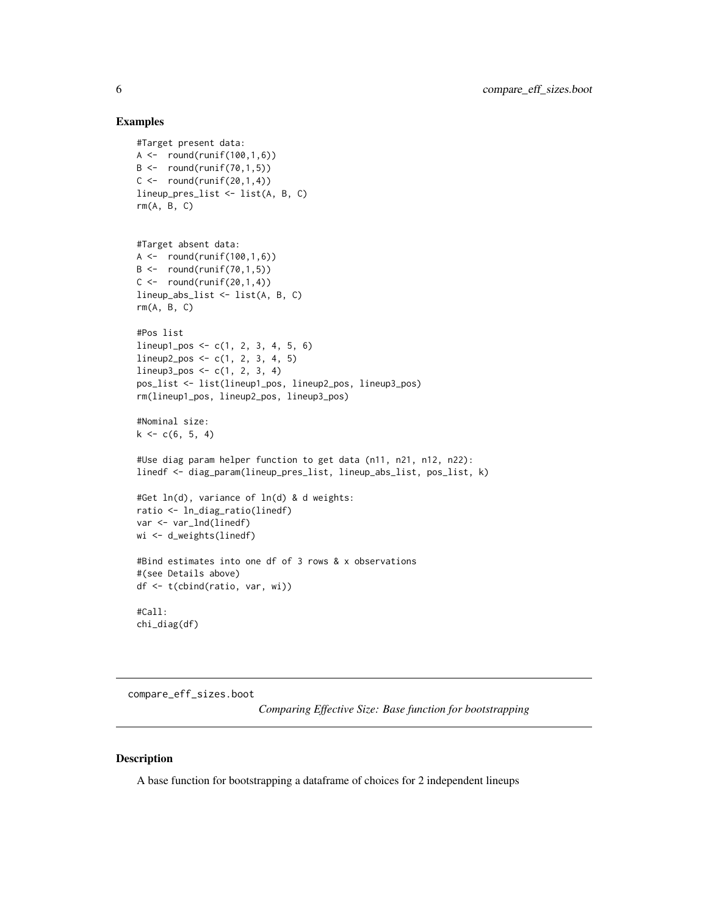### Examples

```
#Target present data:
A <-  round(runif(100,1,6))
B <-  round(runif(70,1,5))
C <-  round(runif(20,1,4))
lineup_pres_list <- list(A, B, C)
rm(A, B, C)


#Target absent data:
A <-  round(runif(100,1,6))
B <-  round(runif(70,1,5))
C <-  round(runif(20,1,4))
lineup_abs_list <- list(A, B, C)
rm(A, B, C)

#Pos list
lineup1_pos <- c(1, 2, 3, 4, 5, 6)
lineup2_pos <- c(1, 2, 3, 4, 5)
lineup3_pos <- c(1, 2, 3, 4)
pos_list <- list(lineup1_pos, lineup2_pos, lineup3_pos)
rm(lineup1_pos, lineup2_pos, lineup3_pos)

#Nominal size:
k <- c(6, 5, 4)

#Use diag param helper function to get data (n11, n21, n12, n22):
linedf <- diag_param(lineup_pres_list, lineup_abs_list, pos_list, k)

#Get ln(d), variance of ln(d) & d weights:
ratio <- ln_diag_ratio(linedf)
var <- var_lnd(linedf)
wi <- d_weights(linedf)

#Bind estimates into one df of 3 rows & x observations
#(see Details above)
df <- t(cbind(ratio, var, wi))

#Call:
chi_diag(df)
```

---

## compare_eff_sizes.boot

*Comparing Effective Size: Base function for bootstrapping*

### Description

A base function for bootstrapping a dataframe of choices for 2 independent lineups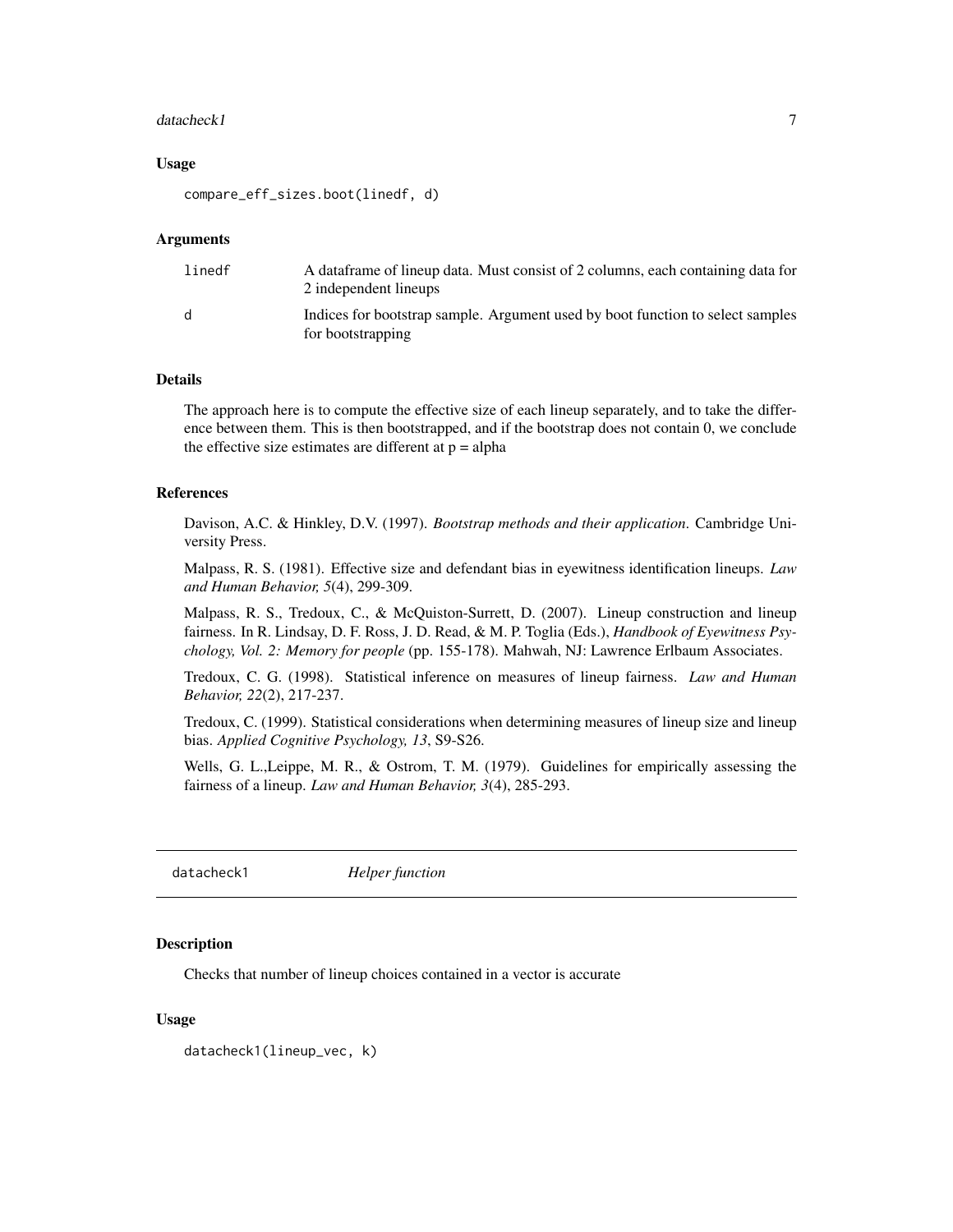## Usage

```
compare_eff_sizes.boot(linedf, d)
```

## Arguments

| | |
|---|---|
| linedf | A dataframe of lineup data. Must consist of 2 columns, each containing data for 2 independent lineups |
| d | Indices for bootstrap sample. Argument used by boot function to select samples for bootstrapping |

## Details

The approach here is to compute the effective size of each lineup separately, and to take the difference between them. This is then bootstrapped, and if the bootstrap does not contain 0, we conclude the effective size estimates are different at p = alpha

## References

Davison, A.C. & Hinkley, D.V. (1997). *Bootstrap methods and their application*. Cambridge University Press.

Malpass, R. S. (1981). Effective size and defendant bias in eyewitness identification lineups. *Law and Human Behavior, 5*(4), 299-309.

Malpass, R. S., Tredoux, C., & McQuiston-Surrett, D. (2007). Lineup construction and lineup fairness. In R. Lindsay, D. F. Ross, J. D. Read, & M. P. Toglia (Eds.), *Handbook of Eyewitness Psychology, Vol. 2: Memory for people* (pp. 155-178). Mahwah, NJ: Lawrence Erlbaum Associates.

Tredoux, C. G. (1998). Statistical inference on measures of lineup fairness. *Law and Human Behavior, 22*(2), 217-237.

Tredoux, C. (1999). Statistical considerations when determining measures of lineup size and lineup bias. *Applied Cognitive Psychology, 13*, S9-S26.

Wells, G. L.,Leippe, M. R., & Ostrom, T. M. (1979). Guidelines for empirically assessing the fairness of a lineup. *Law and Human Behavior, 3*(4), 285-293.

---

# datacheck1 *Helper function*

## Description

Checks that number of lineup choices contained in a vector is accurate

## Usage

```
datacheck1(lineup_vec, k)
```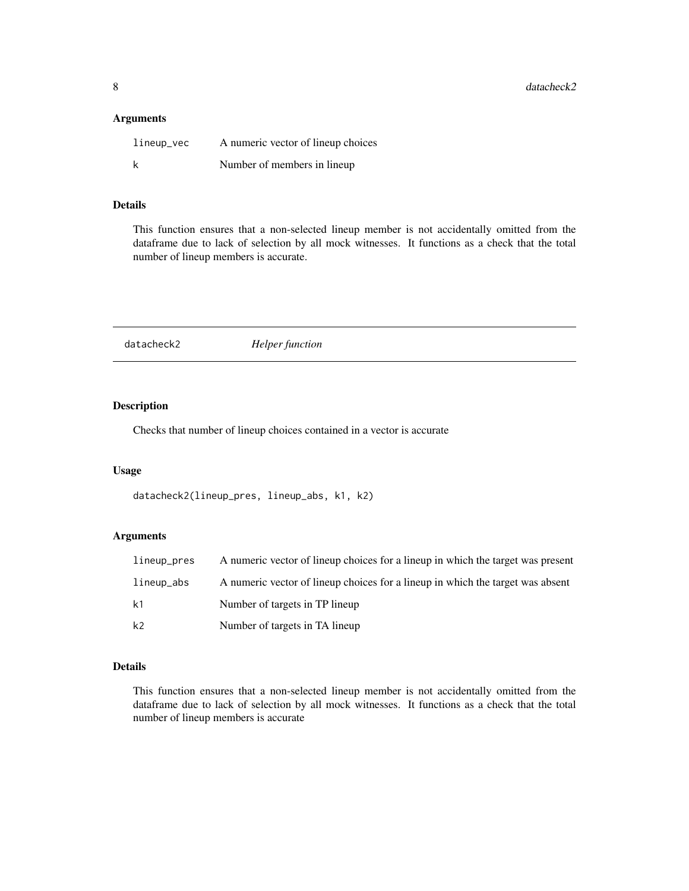### Arguments

| | |
|---|---|
| lineup_vec | A numeric vector of lineup choices |
| k | Number of members in lineup |

### Details

This function ensures that a non-selected lineup member is not accidentally omitted from the dataframe due to lack of selection by all mock witnesses. It functions as a check that the total number of lineup members is accurate.

## datacheck2 &nbsp;&nbsp;&nbsp; *Helper function*

### Description

Checks that number of lineup choices contained in a vector is accurate

### Usage

```
datacheck2(lineup_pres, lineup_abs, k1, k2)
```

### Arguments

| | |
|---|---|
| lineup_pres | A numeric vector of lineup choices for a lineup in which the target was present |
| lineup_abs | A numeric vector of lineup choices for a lineup in which the target was absent |
| k1 | Number of targets in TP lineup |
| k2 | Number of targets in TA lineup |

### Details

This function ensures that a non-selected lineup member is not accidentally omitted from the dataframe due to lack of selection by all mock witnesses. It functions as a check that the total number of lineup members is accurate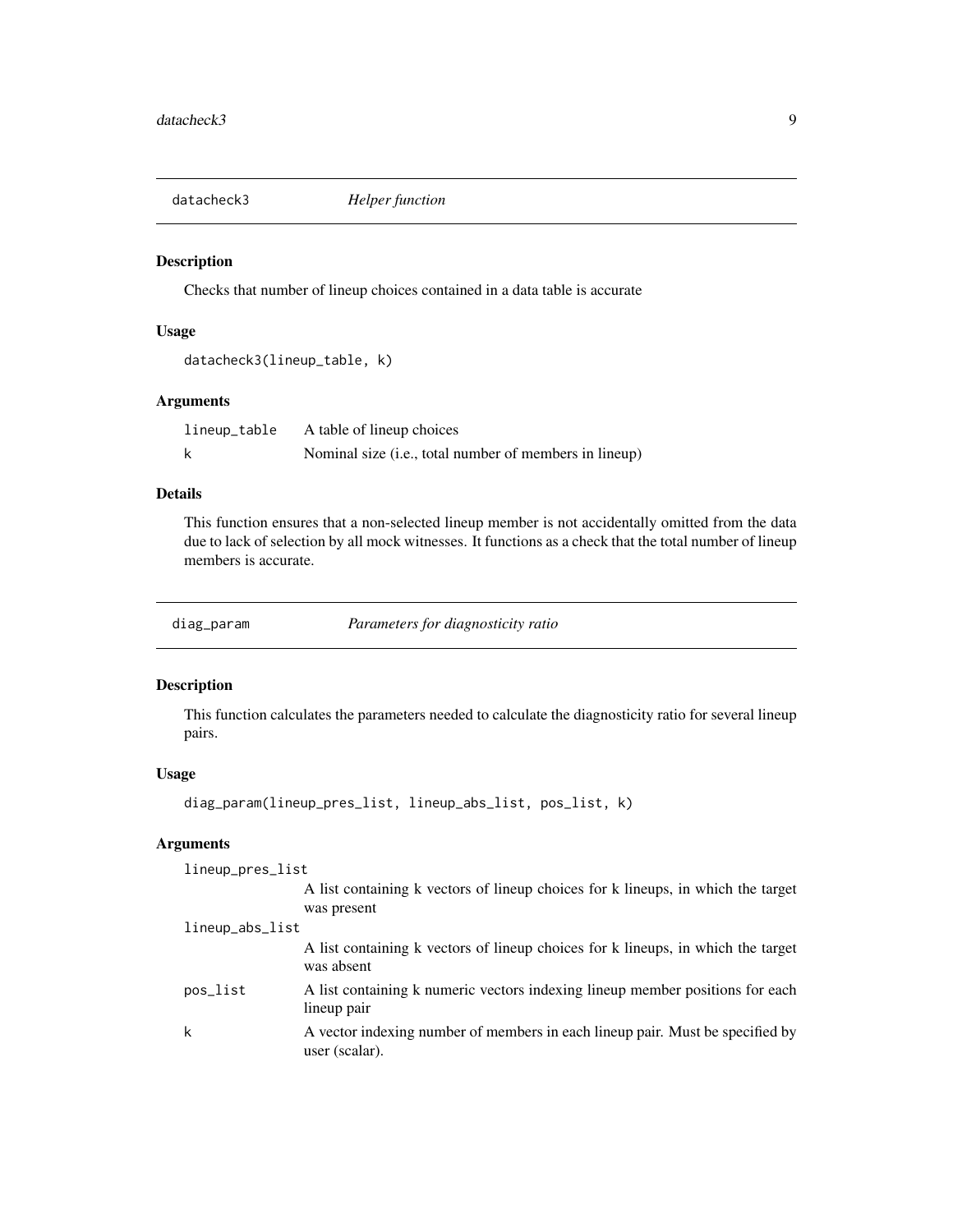## datacheck3 *Helper function*

### Description

Checks that number of lineup choices contained in a data table is accurate

### Usage

```
datacheck3(lineup_table, k)
```

### Arguments

| | |
|---|---|
| lineup_table | A table of lineup choices |
| k | Nominal size (i.e., total number of members in lineup) |

### Details

This function ensures that a non-selected lineup member is not accidentally omitted from the data due to lack of selection by all mock witnesses. It functions as a check that the total number of lineup members is accurate.

## diag_param *Parameters for diagnosticity ratio*

### Description

This function calculates the parameters needed to calculate the diagnosticity ratio for several lineup pairs.

### Usage

```
diag_param(lineup_pres_list, lineup_abs_list, pos_list, k)
```

### Arguments

| | |
|---|---|
| lineup_pres_list | A list containing k vectors of lineup choices for k lineups, in which the target was present |
| lineup_abs_list | A list containing k vectors of lineup choices for k lineups, in which the target was absent |
| pos_list | A list containing k numeric vectors indexing lineup member positions for each lineup pair |
| k | A vector indexing number of members in each lineup pair. Must be specified by user (scalar). |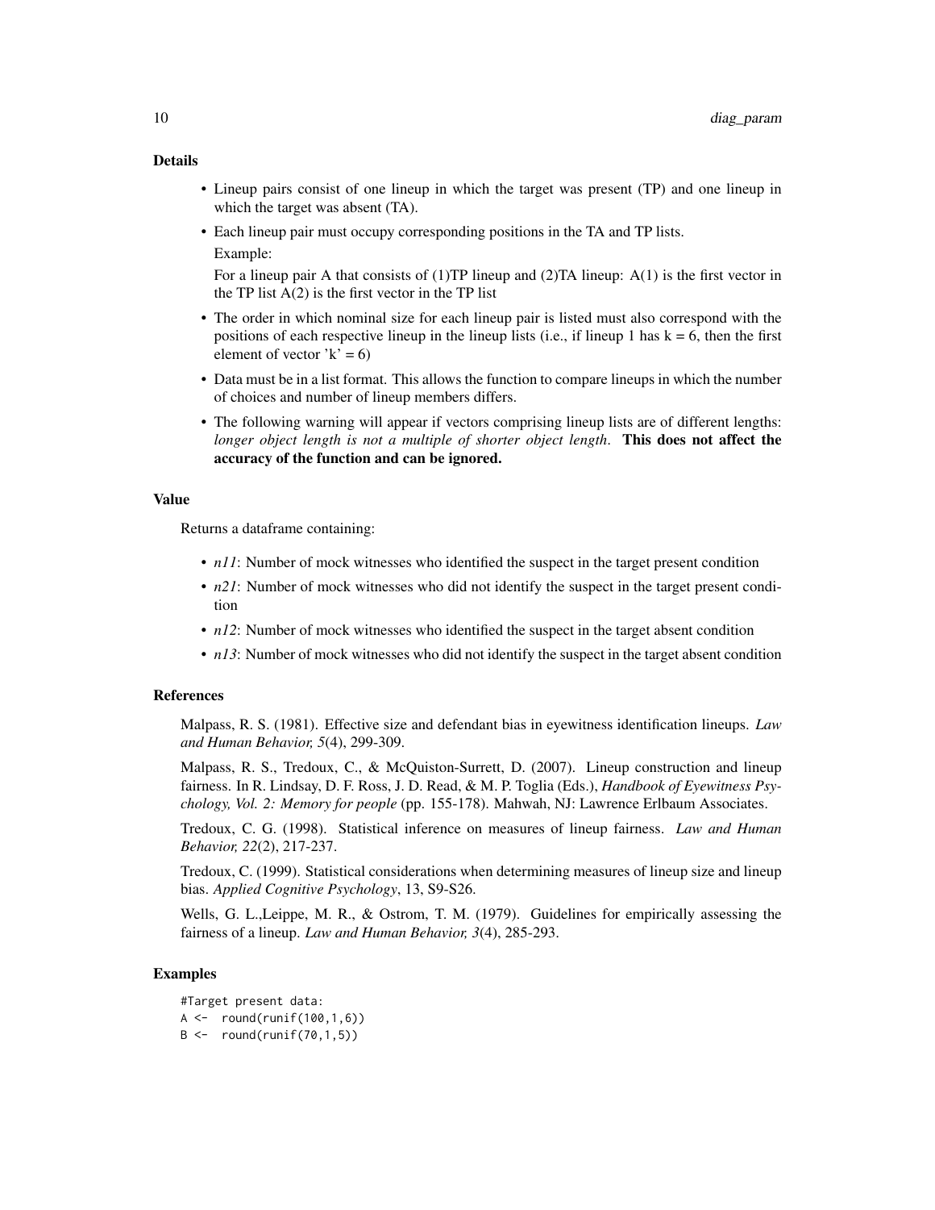### Details

- Lineup pairs consist of one lineup in which the target was present (TP) and one lineup in which the target was absent (TA).
- Each lineup pair must occupy corresponding positions in the TA and TP lists.

  Example:

  For a lineup pair A that consists of (1)TP lineup and (2)TA lineup: A(1) is the first vector in the TP list A(2) is the first vector in the TP list
- The order in which nominal size for each lineup pair is listed must also correspond with the positions of each respective lineup in the lineup lists (i.e., if lineup 1 has k = 6, then the first element of vector 'k' = 6)
- Data must be in a list format. This allows the function to compare lineups in which the number of choices and number of lineup members differs.
- The following warning will appear if vectors comprising lineup lists are of different lengths: *longer object length is not a multiple of shorter object length*. **This does not affect the accuracy of the function and can be ignored.**

### Value

Returns a dataframe containing:

- *n11*: Number of mock witnesses who identified the suspect in the target present condition
- *n21*: Number of mock witnesses who did not identify the suspect in the target present condition
- *n12*: Number of mock witnesses who identified the suspect in the target absent condition
- *n13*: Number of mock witnesses who did not identify the suspect in the target absent condition

### References

Malpass, R. S. (1981). Effective size and defendant bias in eyewitness identification lineups. *Law and Human Behavior, 5*(4), 299-309.

Malpass, R. S., Tredoux, C., & McQuiston-Surrett, D. (2007). Lineup construction and lineup fairness. In R. Lindsay, D. F. Ross, J. D. Read, & M. P. Toglia (Eds.), *Handbook of Eyewitness Psychology, Vol. 2: Memory for people* (pp. 155-178). Mahwah, NJ: Lawrence Erlbaum Associates.

Tredoux, C. G. (1998). Statistical inference on measures of lineup fairness. *Law and Human Behavior, 22*(2), 217-237.

Tredoux, C. (1999). Statistical considerations when determining measures of lineup size and lineup bias. *Applied Cognitive Psychology*, 13, S9-S26.

Wells, G. L.,Leippe, M. R., & Ostrom, T. M. (1979). Guidelines for empirically assessing the fairness of a lineup. *Law and Human Behavior, 3*(4), 285-293.

### Examples

```
#Target present data:
A <-  round(runif(100,1,6))
B <-  round(runif(70,1,5))
```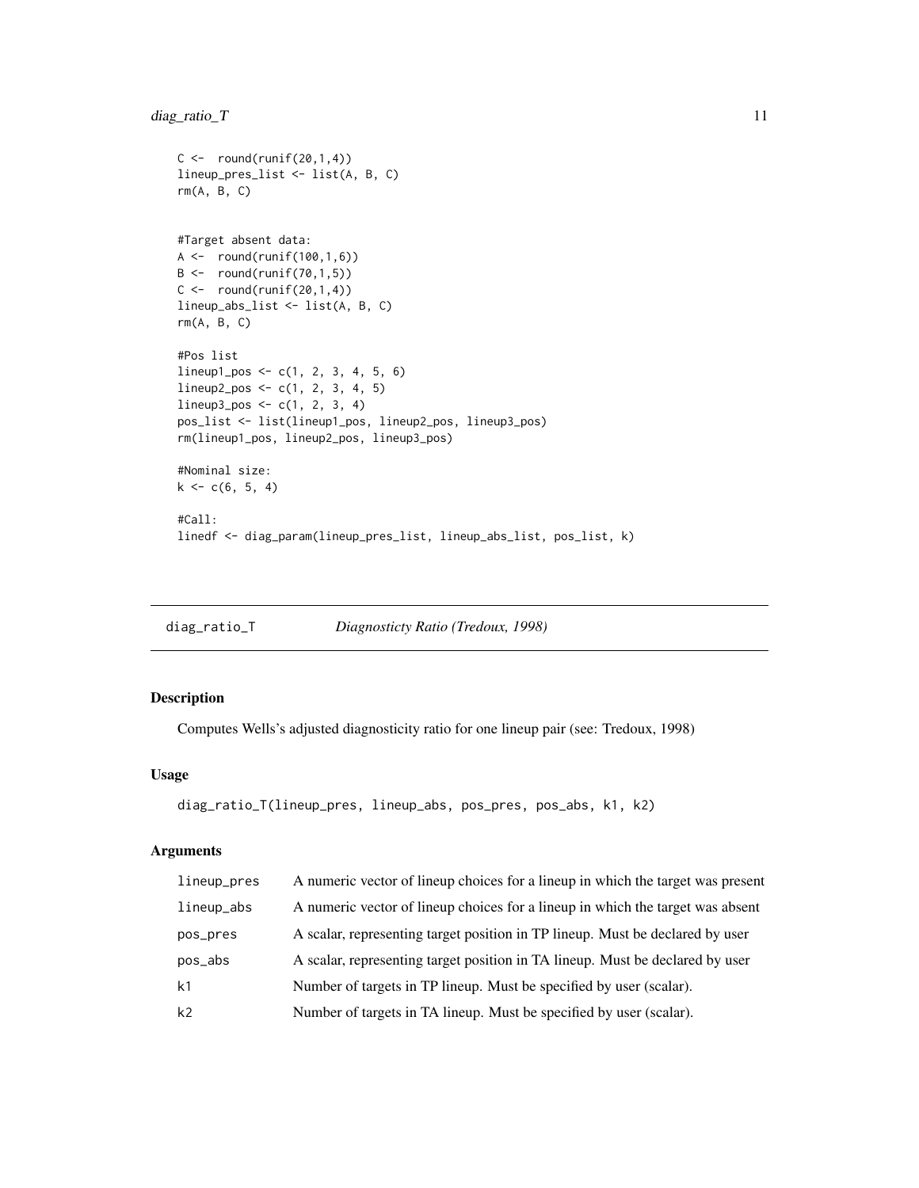```
C <-  round(runif(20,1,4))
lineup_pres_list <- list(A, B, C)
rm(A, B, C)


#Target absent data:
A <-  round(runif(100,1,6))
B <-  round(runif(70,1,5))
C <-  round(runif(20,1,4))
lineup_abs_list <- list(A, B, C)
rm(A, B, C)

#Pos list
lineup1_pos <- c(1, 2, 3, 4, 5, 6)
lineup2_pos <- c(1, 2, 3, 4, 5)
lineup3_pos <- c(1, 2, 3, 4)
pos_list <- list(lineup1_pos, lineup2_pos, lineup3_pos)
rm(lineup1_pos, lineup2_pos, lineup3_pos)

#Nominal size:
k <- c(6, 5, 4)

#Call:
linedf <- diag_param(lineup_pres_list, lineup_abs_list, pos_list, k)
```

---

## diag_ratio_T — *Diagnosticty Ratio (Tredoux, 1998)*

### Description

Computes Wells's adjusted diagnosticity ratio for one lineup pair (see: Tredoux, 1998)

### Usage

```
diag_ratio_T(lineup_pres, lineup_abs, pos_pres, pos_abs, k1, k2)
```

### Arguments

| | |
|---|---|
| lineup_pres | A numeric vector of lineup choices for a lineup in which the target was present |
| lineup_abs | A numeric vector of lineup choices for a lineup in which the target was absent |
| pos_pres | A scalar, representing target position in TP lineup. Must be declared by user |
| pos_abs | A scalar, representing target position in TA lineup. Must be declared by user |
| k1 | Number of targets in TP lineup. Must be specified by user (scalar). |
| k2 | Number of targets in TA lineup. Must be specified by user (scalar). |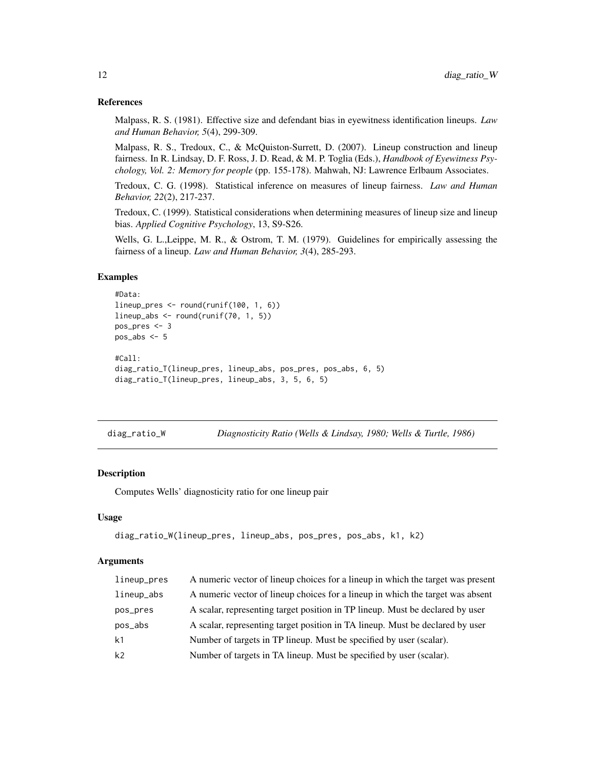### References

Malpass, R. S. (1981). Effective size and defendant bias in eyewitness identification lineups. *Law and Human Behavior, 5*(4), 299-309.

Malpass, R. S., Tredoux, C., & McQuiston-Surrett, D. (2007). Lineup construction and lineup fairness. In R. Lindsay, D. F. Ross, J. D. Read, & M. P. Toglia (Eds.), *Handbook of Eyewitness Psychology, Vol. 2: Memory for people* (pp. 155-178). Mahwah, NJ: Lawrence Erlbaum Associates.

Tredoux, C. G. (1998). Statistical inference on measures of lineup fairness. *Law and Human Behavior, 22*(2), 217-237.

Tredoux, C. (1999). Statistical considerations when determining measures of lineup size and lineup bias. *Applied Cognitive Psychology*, 13, S9-S26.

Wells, G. L.,Leippe, M. R., & Ostrom, T. M. (1979). Guidelines for empirically assessing the fairness of a lineup. *Law and Human Behavior, 3*(4), 285-293.

### Examples

```
#Data:
lineup_pres <- round(runif(100, 1, 6))
lineup_abs <- round(runif(70, 1, 5))
pos_pres <- 3
pos_abs <- 5

#Call:
diag_ratio_T(lineup_pres, lineup_abs, pos_pres, pos_abs, 6, 5)
diag_ratio_T(lineup_pres, lineup_abs, 3, 5, 6, 5)
```

---

## diag_ratio_W — *Diagnosticity Ratio (Wells & Lindsay, 1980; Wells & Turtle, 1986)*

### Description

Computes Wells' diagnosticity ratio for one lineup pair

### Usage

```
diag_ratio_W(lineup_pres, lineup_abs, pos_pres, pos_abs, k1, k2)
```

### Arguments

| | |
|---|---|
| lineup_pres | A numeric vector of lineup choices for a lineup in which the target was present |
| lineup_abs | A numeric vector of lineup choices for a lineup in which the target was absent |
| pos_pres | A scalar, representing target position in TP lineup. Must be declared by user |
| pos_abs | A scalar, representing target position in TA lineup. Must be declared by user |
| k1 | Number of targets in TP lineup. Must be specified by user (scalar). |
| k2 | Number of targets in TA lineup. Must be specified by user (scalar). |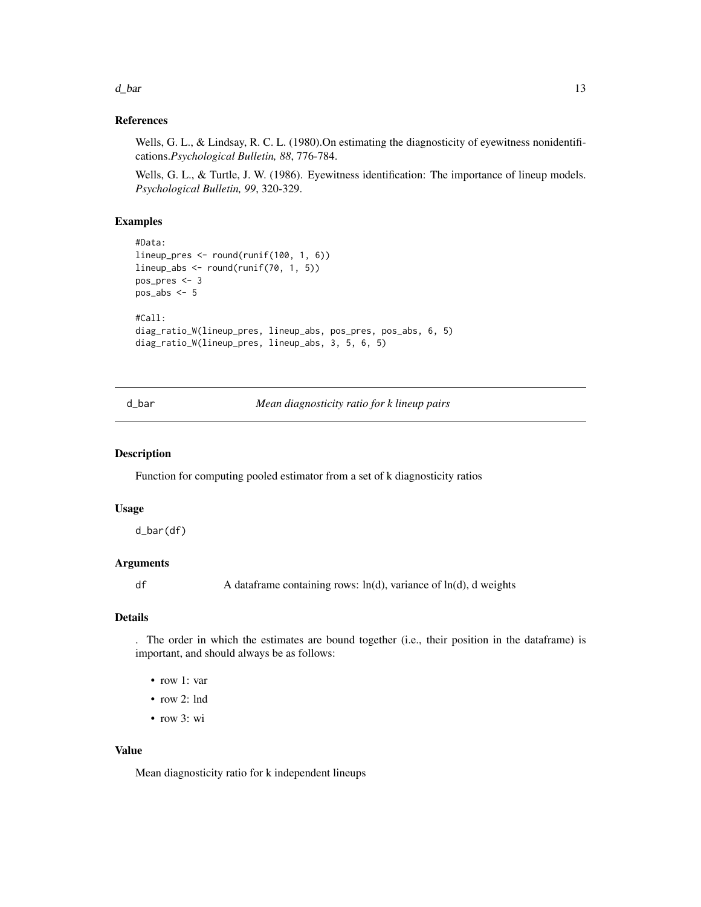### References

Wells, G. L., & Lindsay, R. C. L. (1980).On estimating the diagnosticity of eyewitness nonidentifications.*Psychological Bulletin, 88*, 776-784.

Wells, G. L., & Turtle, J. W. (1986). Eyewitness identification: The importance of lineup models. *Psychological Bulletin, 99*, 320-329.

### Examples

```
#Data:
lineup_pres <- round(runif(100, 1, 6))
lineup_abs <- round(runif(70, 1, 5))
pos_pres <- 3
pos_abs <- 5

#Call:
diag_ratio_W(lineup_pres, lineup_abs, pos_pres, pos_abs, 6, 5)
diag_ratio_W(lineup_pres, lineup_abs, 3, 5, 6, 5)
```

---

## d_bar *Mean diagnosticity ratio for k lineup pairs*

---

### Description

Function for computing pooled estimator from a set of k diagnosticity ratios

### Usage

```
d_bar(df)
```

### Arguments

| | |
|---|---|
| df | A dataframe containing rows: ln(d), variance of ln(d), d weights |

### Details

. The order in which the estimates are bound together (i.e., their position in the dataframe) is important, and should always be as follows:

- row 1: var
- row 2: lnd
- row 3: wi

### Value

Mean diagnosticity ratio for k independent lineups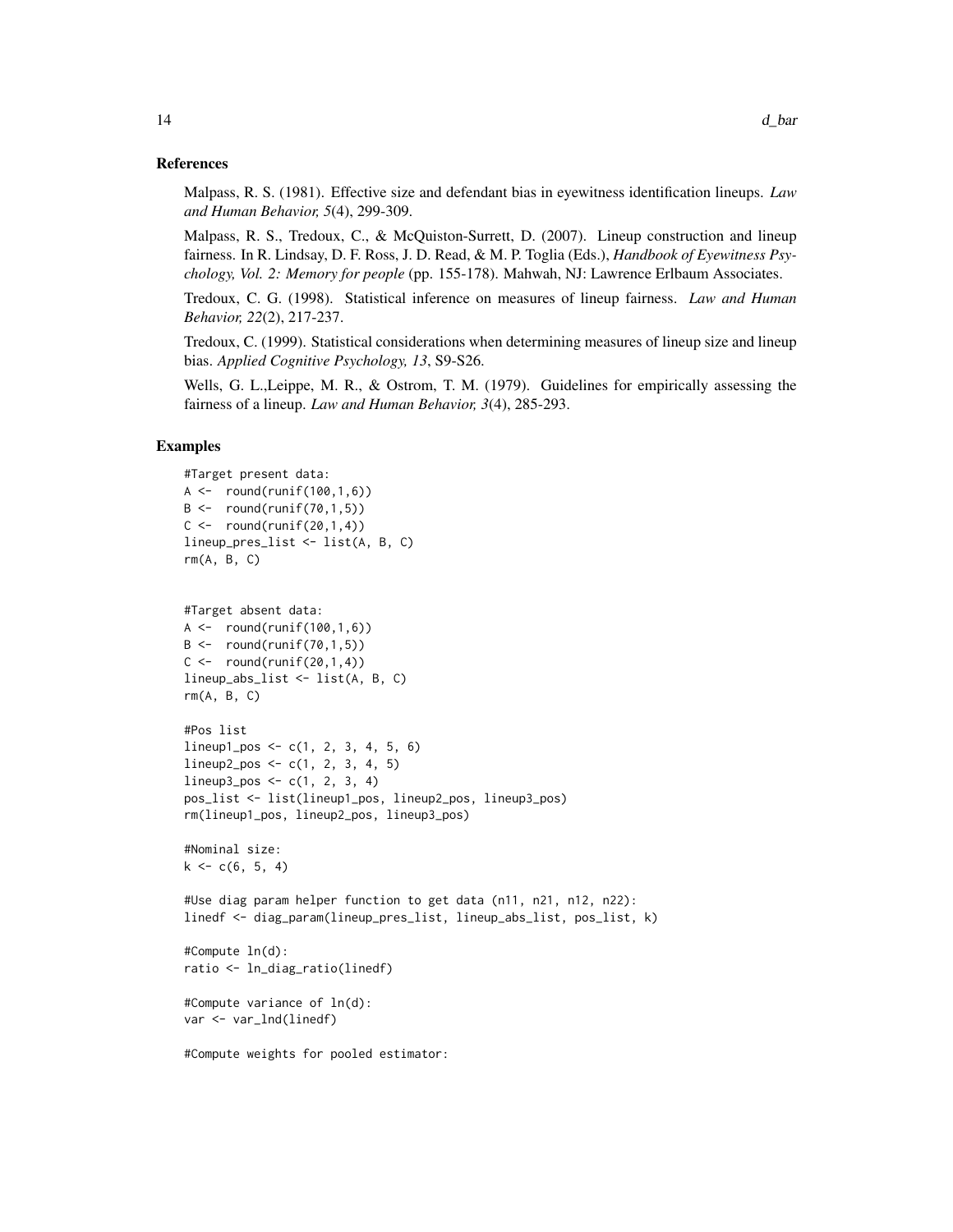## References

Malpass, R. S. (1981). Effective size and defendant bias in eyewitness identification lineups. *Law and Human Behavior, 5*(4), 299-309.

Malpass, R. S., Tredoux, C., & McQuiston-Surrett, D. (2007). Lineup construction and lineup fairness. In R. Lindsay, D. F. Ross, J. D. Read, & M. P. Toglia (Eds.), *Handbook of Eyewitness Psychology, Vol. 2: Memory for people* (pp. 155-178). Mahwah, NJ: Lawrence Erlbaum Associates.

Tredoux, C. G. (1998). Statistical inference on measures of lineup fairness. *Law and Human Behavior, 22*(2), 217-237.

Tredoux, C. (1999). Statistical considerations when determining measures of lineup size and lineup bias. *Applied Cognitive Psychology, 13*, S9-S26.

Wells, G. L.,Leippe, M. R., & Ostrom, T. M. (1979). Guidelines for empirically assessing the fairness of a lineup. *Law and Human Behavior, 3*(4), 285-293.

## Examples

```
#Target present data:
A <-  round(runif(100,1,6))
B <-  round(runif(70,1,5))
C <-  round(runif(20,1,4))
lineup_pres_list <- list(A, B, C)
rm(A, B, C)


#Target absent data:
A <-  round(runif(100,1,6))
B <-  round(runif(70,1,5))
C <-  round(runif(20,1,4))
lineup_abs_list <- list(A, B, C)
rm(A, B, C)

#Pos list
lineup1_pos <- c(1, 2, 3, 4, 5, 6)
lineup2_pos <- c(1, 2, 3, 4, 5)
lineup3_pos <- c(1, 2, 3, 4)
pos_list <- list(lineup1_pos, lineup2_pos, lineup3_pos)
rm(lineup1_pos, lineup2_pos, lineup3_pos)

#Nominal size:
k <- c(6, 5, 4)

#Use diag param helper function to get data (n11, n21, n12, n22):
linedf <- diag_param(lineup_pres_list, lineup_abs_list, pos_list, k)

#Compute ln(d):
ratio <- ln_diag_ratio(linedf)

#Compute variance of ln(d):
var <- var_lnd(linedf)

#Compute weights for pooled estimator:
```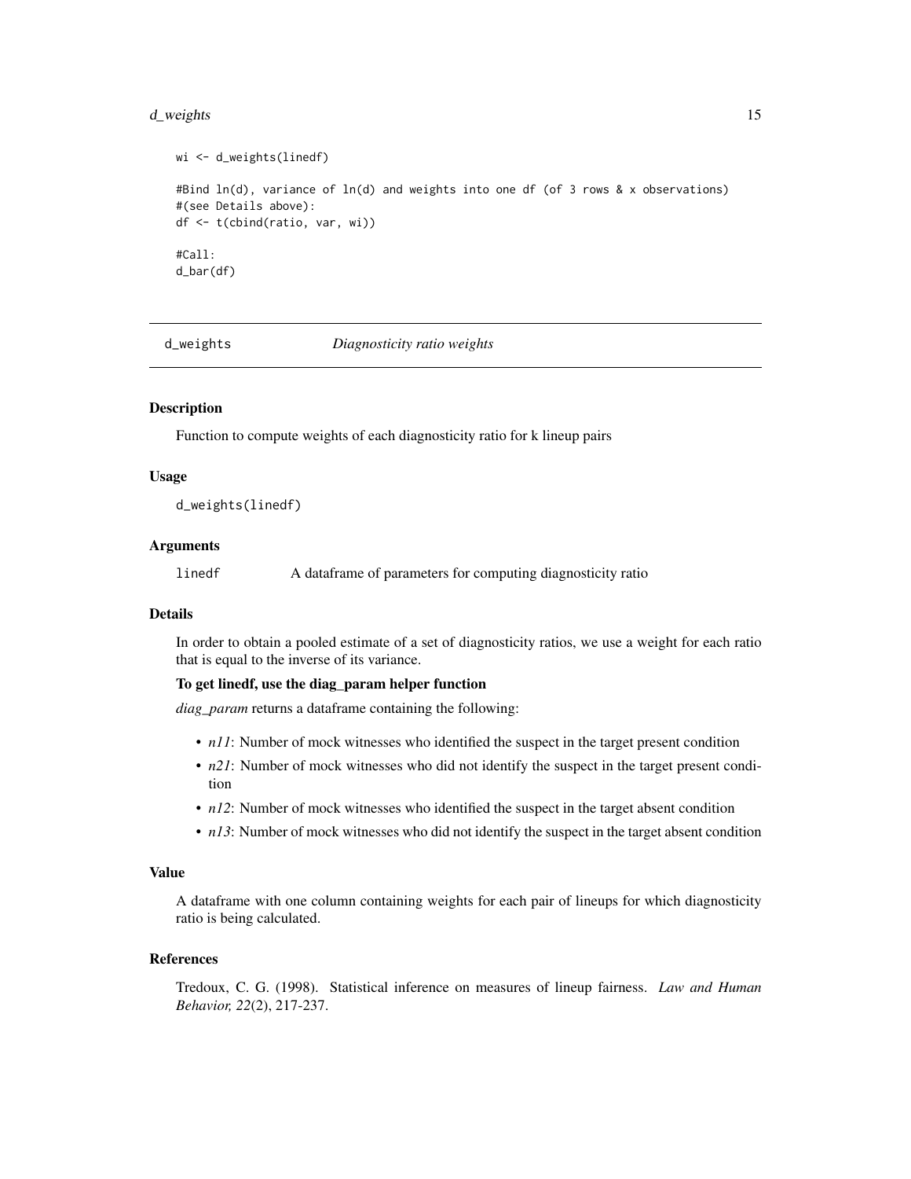```
wi <- d_weights(linedf)

#Bind ln(d), variance of ln(d) and weights into one df (of 3 rows & x observations)
#(see Details above):
df <- t(cbind(ratio, var, wi))

#Call:
d_bar(df)
```

---

## d_weights *Diagnosticity ratio weights*

---

### Description

Function to compute weights of each diagnosticity ratio for k lineup pairs

### Usage

```
d_weights(linedf)
```

### Arguments

`linedf` A dataframe of parameters for computing diagnosticity ratio

### Details

In order to obtain a pooled estimate of a set of diagnosticity ratios, we use a weight for each ratio that is equal to the inverse of its variance.

**To get linedf, use the diag_param helper function**

*diag_param* returns a dataframe containing the following:

- *n11*: Number of mock witnesses who identified the suspect in the target present condition
- *n21*: Number of mock witnesses who did not identify the suspect in the target present condition
- *n12*: Number of mock witnesses who identified the suspect in the target absent condition
- *n13*: Number of mock witnesses who did not identify the suspect in the target absent condition

### Value

A dataframe with one column containing weights for each pair of lineups for which diagnosticity ratio is being calculated.

### References

Tredoux, C. G. (1998). Statistical inference on measures of lineup fairness. *Law and Human Behavior, 22*(2), 217-237.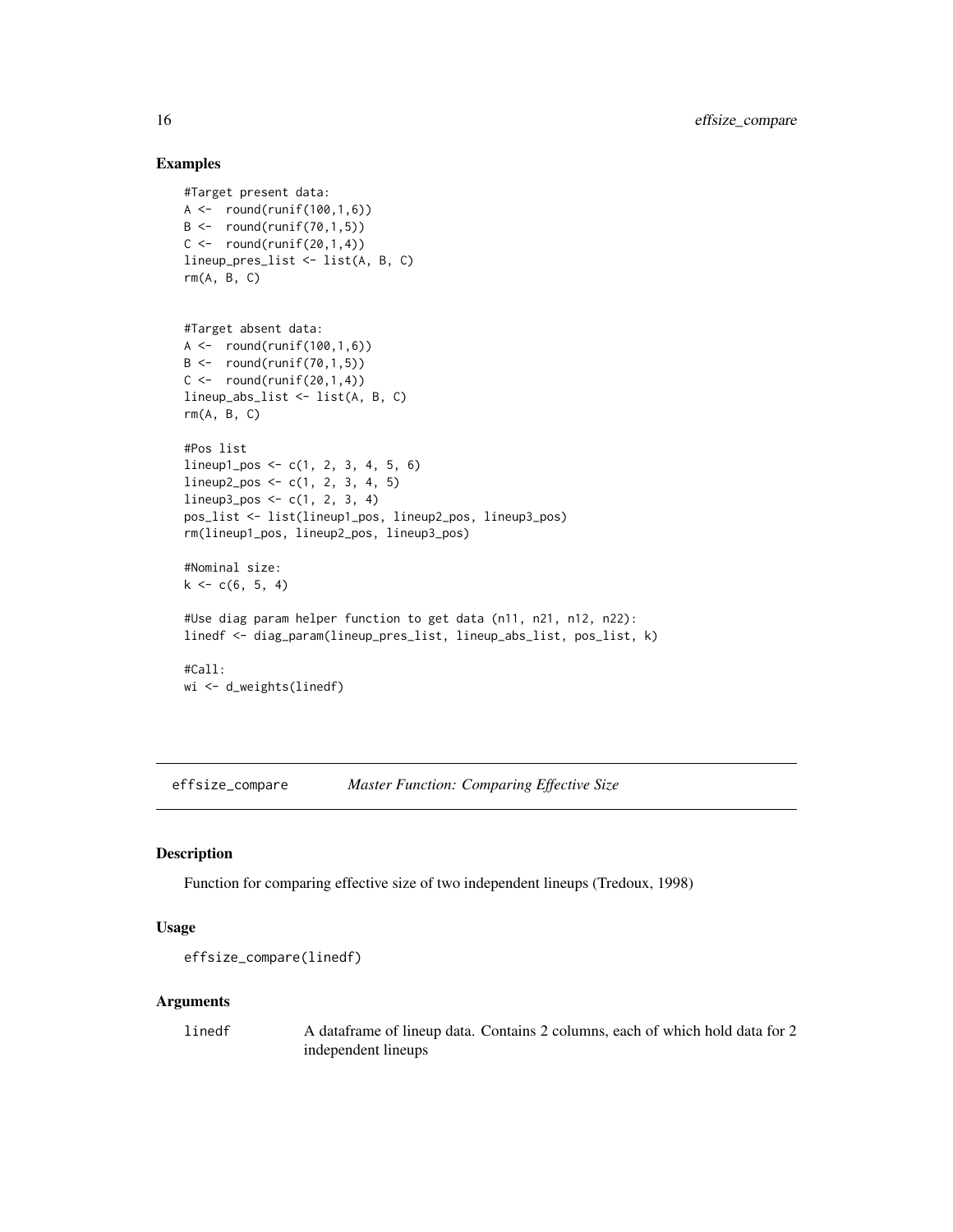## Examples

```
#Target present data:
A <-  round(runif(100,1,6))
B <-  round(runif(70,1,5))
C <-  round(runif(20,1,4))
lineup_pres_list <- list(A, B, C)
rm(A, B, C)


#Target absent data:
A <-  round(runif(100,1,6))
B <-  round(runif(70,1,5))
C <-  round(runif(20,1,4))
lineup_abs_list <- list(A, B, C)
rm(A, B, C)

#Pos list
lineup1_pos <- c(1, 2, 3, 4, 5, 6)
lineup2_pos <- c(1, 2, 3, 4, 5)
lineup3_pos <- c(1, 2, 3, 4)
pos_list <- list(lineup1_pos, lineup2_pos, lineup3_pos)
rm(lineup1_pos, lineup2_pos, lineup3_pos)

#Nominal size:
k <- c(6, 5, 4)

#Use diag param helper function to get data (n11, n21, n12, n22):
linedf <- diag_param(lineup_pres_list, lineup_abs_list, pos_list, k)

#Call:
wi <- d_weights(linedf)
```

---

# effsize_compare — *Master Function: Comparing Effective Size*

## Description

Function for comparing effective size of two independent lineups (Tredoux, 1998)

## Usage

```
effsize_compare(linedf)
```

## Arguments

| | |
|---|---|
| `linedf` | A dataframe of lineup data. Contains 2 columns, each of which hold data for 2 independent lineups |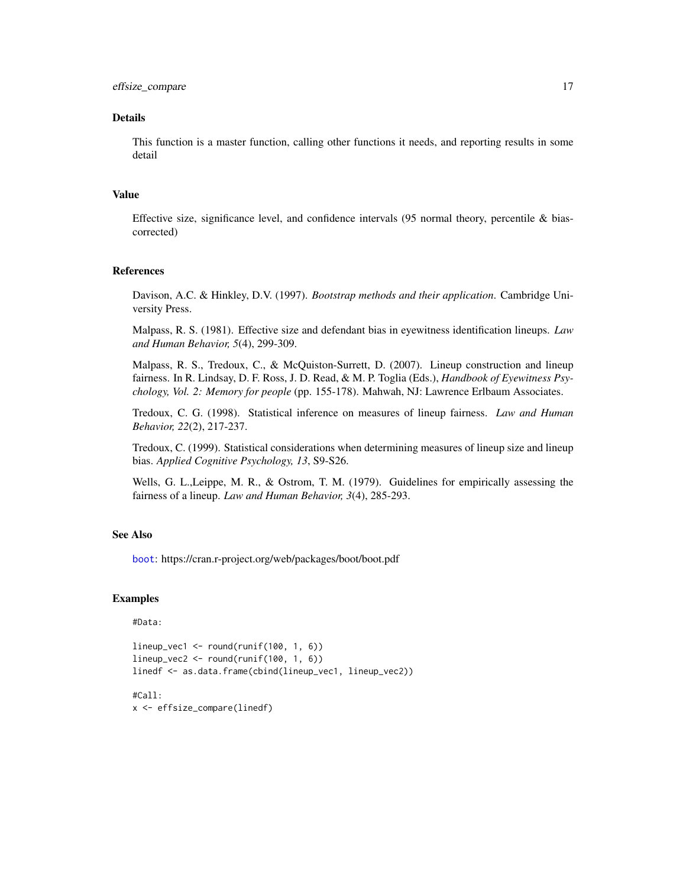### Details

This function is a master function, calling other functions it needs, and reporting results in some detail

### Value

Effective size, significance level, and confidence intervals (95 normal theory, percentile & bias-corrected)

### References

Davison, A.C. & Hinkley, D.V. (1997). *Bootstrap methods and their application*. Cambridge University Press.

Malpass, R. S. (1981). Effective size and defendant bias in eyewitness identification lineups. *Law and Human Behavior, 5*(4), 299-309.

Malpass, R. S., Tredoux, C., & McQuiston-Surrett, D. (2007). Lineup construction and lineup fairness. In R. Lindsay, D. F. Ross, J. D. Read, & M. P. Toglia (Eds.), *Handbook of Eyewitness Psychology, Vol. 2: Memory for people* (pp. 155-178). Mahwah, NJ: Lawrence Erlbaum Associates.

Tredoux, C. G. (1998). Statistical inference on measures of lineup fairness. *Law and Human Behavior, 22*(2), 217-237.

Tredoux, C. (1999). Statistical considerations when determining measures of lineup size and lineup bias. *Applied Cognitive Psychology, 13*, S9-S26.

Wells, G. L.,Leippe, M. R., & Ostrom, T. M. (1979). Guidelines for empirically assessing the fairness of a lineup. *Law and Human Behavior, 3*(4), 285-293.

### See Also

`boot`: https://cran.r-project.org/web/packages/boot/boot.pdf

### Examples

```
#Data:

lineup_vec1 <- round(runif(100, 1, 6))
lineup_vec2 <- round(runif(100, 1, 6))
linedf <- as.data.frame(cbind(lineup_vec1, lineup_vec2))

#Call:
x <- effsize_compare(linedf)
```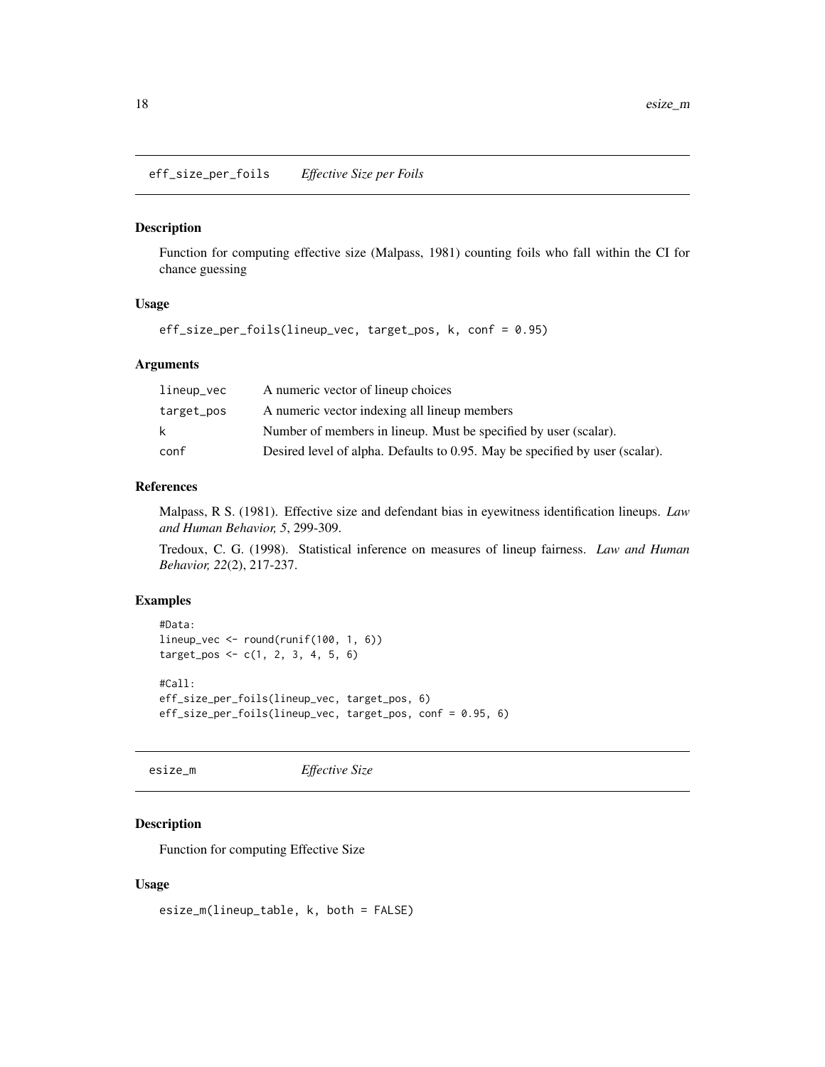## eff_size_per_foils *Effective Size per Foils*

### Description

Function for computing effective size (Malpass, 1981) counting foils who fall within the CI for chance guessing

### Usage

```
eff_size_per_foils(lineup_vec, target_pos, k, conf = 0.95)
```

### Arguments

| | |
|---|---|
| lineup_vec | A numeric vector of lineup choices |
| target_pos | A numeric vector indexing all lineup members |
| k | Number of members in lineup. Must be specified by user (scalar). |
| conf | Desired level of alpha. Defaults to 0.95. May be specified by user (scalar). |

### References

Malpass, R S. (1981). Effective size and defendant bias in eyewitness identification lineups. *Law and Human Behavior, 5*, 299-309.

Tredoux, C. G. (1998). Statistical inference on measures of lineup fairness. *Law and Human Behavior, 22*(2), 217-237.

### Examples

```
#Data:
lineup_vec <- round(runif(100, 1, 6))
target_pos <- c(1, 2, 3, 4, 5, 6)

#Call:
eff_size_per_foils(lineup_vec, target_pos, 6)
eff_size_per_foils(lineup_vec, target_pos, conf = 0.95, 6)
```

## esize_m *Effective Size*

### Description

Function for computing Effective Size

### Usage

```
esize_m(lineup_table, k, both = FALSE)
```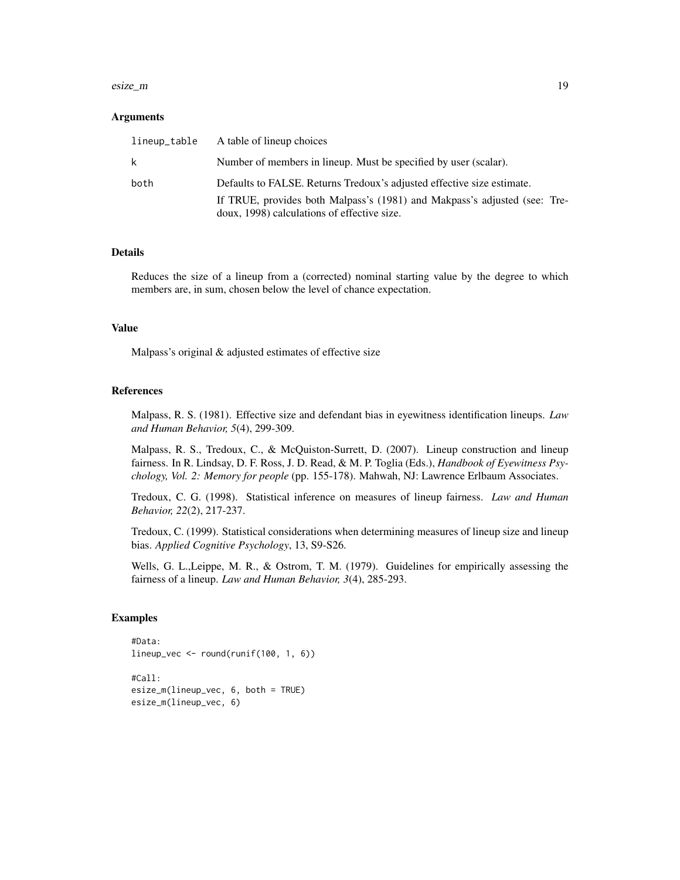### Arguments

| | |
|---|---|
| lineup_table | A table of lineup choices |
| k | Number of members in lineup. Must be specified by user (scalar). |
| both | Defaults to FALSE. Returns Tredoux's adjusted effective size estimate. If TRUE, provides both Malpass's (1981) and Makpass's adjusted (see: Tredoux, 1998) calculations of effective size. |

### Details

Reduces the size of a lineup from a (corrected) nominal starting value by the degree to which members are, in sum, chosen below the level of chance expectation.

### Value

Malpass's original & adjusted estimates of effective size

### References

Malpass, R. S. (1981). Effective size and defendant bias in eyewitness identification lineups. *Law and Human Behavior, 5*(4), 299-309.

Malpass, R. S., Tredoux, C., & McQuiston-Surrett, D. (2007). Lineup construction and lineup fairness. In R. Lindsay, D. F. Ross, J. D. Read, & M. P. Toglia (Eds.), *Handbook of Eyewitness Psychology, Vol. 2: Memory for people* (pp. 155-178). Mahwah, NJ: Lawrence Erlbaum Associates.

Tredoux, C. G. (1998). Statistical inference on measures of lineup fairness. *Law and Human Behavior, 22*(2), 217-237.

Tredoux, C. (1999). Statistical considerations when determining measures of lineup size and lineup bias. *Applied Cognitive Psychology*, 13, S9-S26.

Wells, G. L.,Leippe, M. R., & Ostrom, T. M. (1979). Guidelines for empirically assessing the fairness of a lineup. *Law and Human Behavior, 3*(4), 285-293.

### Examples

```
#Data:
lineup_vec <- round(runif(100, 1, 6))

#Call:
esize_m(lineup_vec, 6, both = TRUE)
esize_m(lineup_vec, 6)
```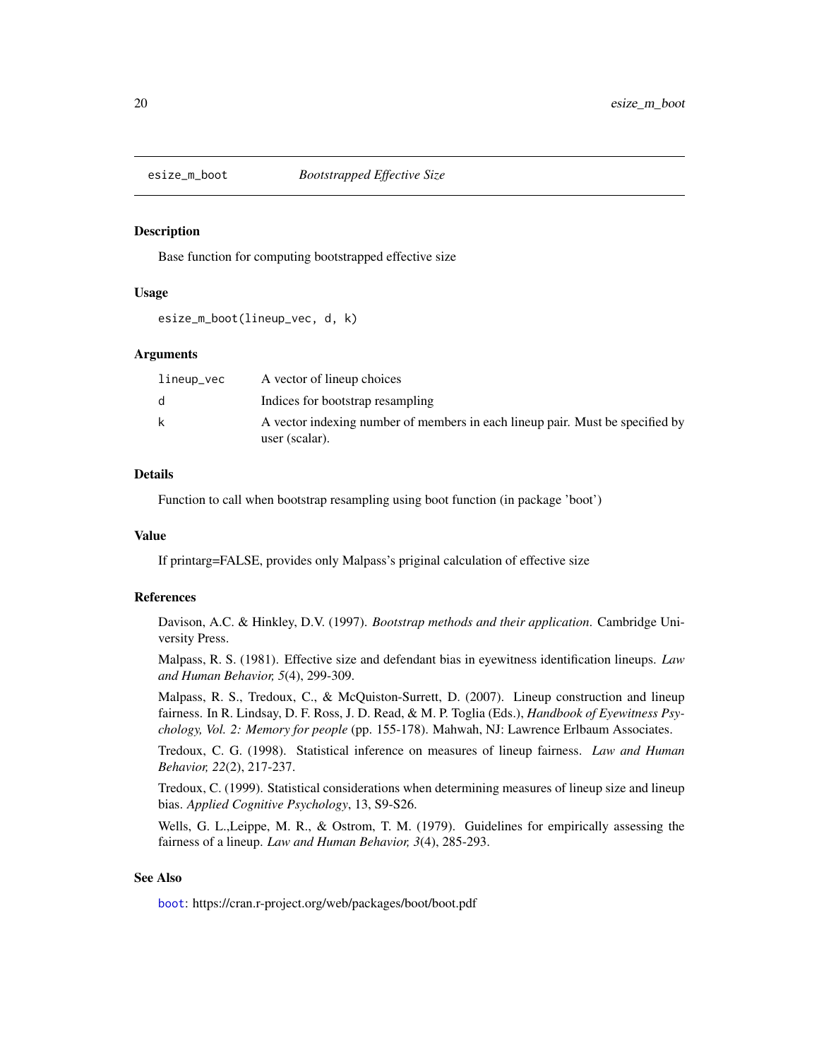## esize_m_boot *Bootstrapped Effective Size*

### Description

Base function for computing bootstrapped effective size

### Usage

```
esize_m_boot(lineup_vec, d, k)
```

### Arguments

| | |
|---|---|
| `lineup_vec` | A vector of lineup choices |
| `d` | Indices for bootstrap resampling |
| `k` | A vector indexing number of members in each lineup pair. Must be specified by user (scalar). |

### Details

Function to call when bootstrap resampling using boot function (in package 'boot')

### Value

If printarg=FALSE, provides only Malpass's priginal calculation of effective size

### References

Davison, A.C. & Hinkley, D.V. (1997). *Bootstrap methods and their application*. Cambridge University Press.

Malpass, R. S. (1981). Effective size and defendant bias in eyewitness identification lineups. *Law and Human Behavior, 5*(4), 299-309.

Malpass, R. S., Tredoux, C., & McQuiston-Surrett, D. (2007). Lineup construction and lineup fairness. In R. Lindsay, D. F. Ross, J. D. Read, & M. P. Toglia (Eds.), *Handbook of Eyewitness Psychology, Vol. 2: Memory for people* (pp. 155-178). Mahwah, NJ: Lawrence Erlbaum Associates.

Tredoux, C. G. (1998). Statistical inference on measures of lineup fairness. *Law and Human Behavior, 22*(2), 217-237.

Tredoux, C. (1999). Statistical considerations when determining measures of lineup size and lineup bias. *Applied Cognitive Psychology*, 13, S9-S26.

Wells, G. L.,Leippe, M. R., & Ostrom, T. M. (1979). Guidelines for empirically assessing the fairness of a lineup. *Law and Human Behavior, 3*(4), 285-293.

### See Also

`boot`: https://cran.r-project.org/web/packages/boot/boot.pdf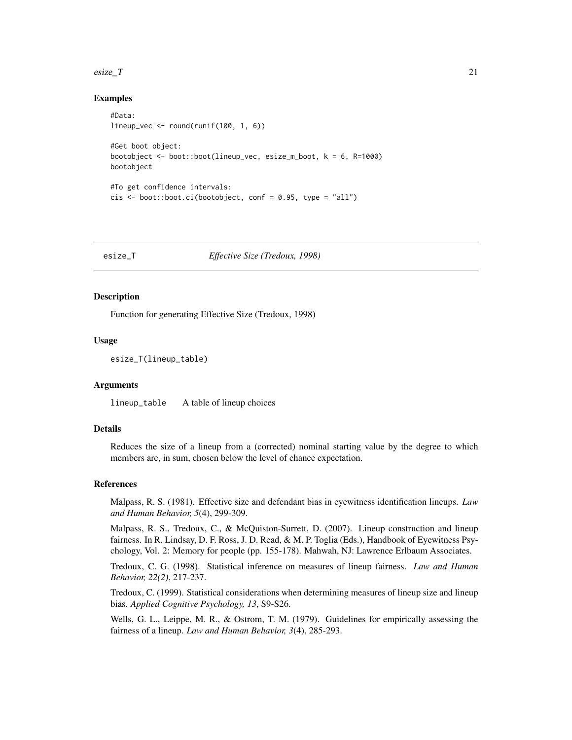## Examples

```
#Data:
lineup_vec <- round(runif(100, 1, 6))

#Get boot object:
bootobject <- boot::boot(lineup_vec, esize_m_boot, k = 6, R=1000)
bootobject

#To get confidence intervals:
cis <- boot::boot.ci(bootobject, conf = 0.95, type = "all")
```

---

# esize_T *Effective Size (Tredoux, 1998)*

---

## Description

Function for generating Effective Size (Tredoux, 1998)

## Usage

```
esize_T(lineup_table)
```

## Arguments

`lineup_table` A table of lineup choices

## Details

Reduces the size of a lineup from a (corrected) nominal starting value by the degree to which members are, in sum, chosen below the level of chance expectation.

## References

Malpass, R. S. (1981). Effective size and defendant bias in eyewitness identification lineups. *Law and Human Behavior, 5*(4), 299-309.

Malpass, R. S., Tredoux, C., & McQuiston-Surrett, D. (2007). Lineup construction and lineup fairness. In R. Lindsay, D. F. Ross, J. D. Read, & M. P. Toglia (Eds.), Handbook of Eyewitness Psychology, Vol. 2: Memory for people (pp. 155-178). Mahwah, NJ: Lawrence Erlbaum Associates.

Tredoux, C. G. (1998). Statistical inference on measures of lineup fairness. *Law and Human Behavior, 22(2)*, 217-237.

Tredoux, C. (1999). Statistical considerations when determining measures of lineup size and lineup bias. *Applied Cognitive Psychology, 13*, S9-S26.

Wells, G. L., Leippe, M. R., & Ostrom, T. M. (1979). Guidelines for empirically assessing the fairness of a lineup. *Law and Human Behavior, 3*(4), 285-293.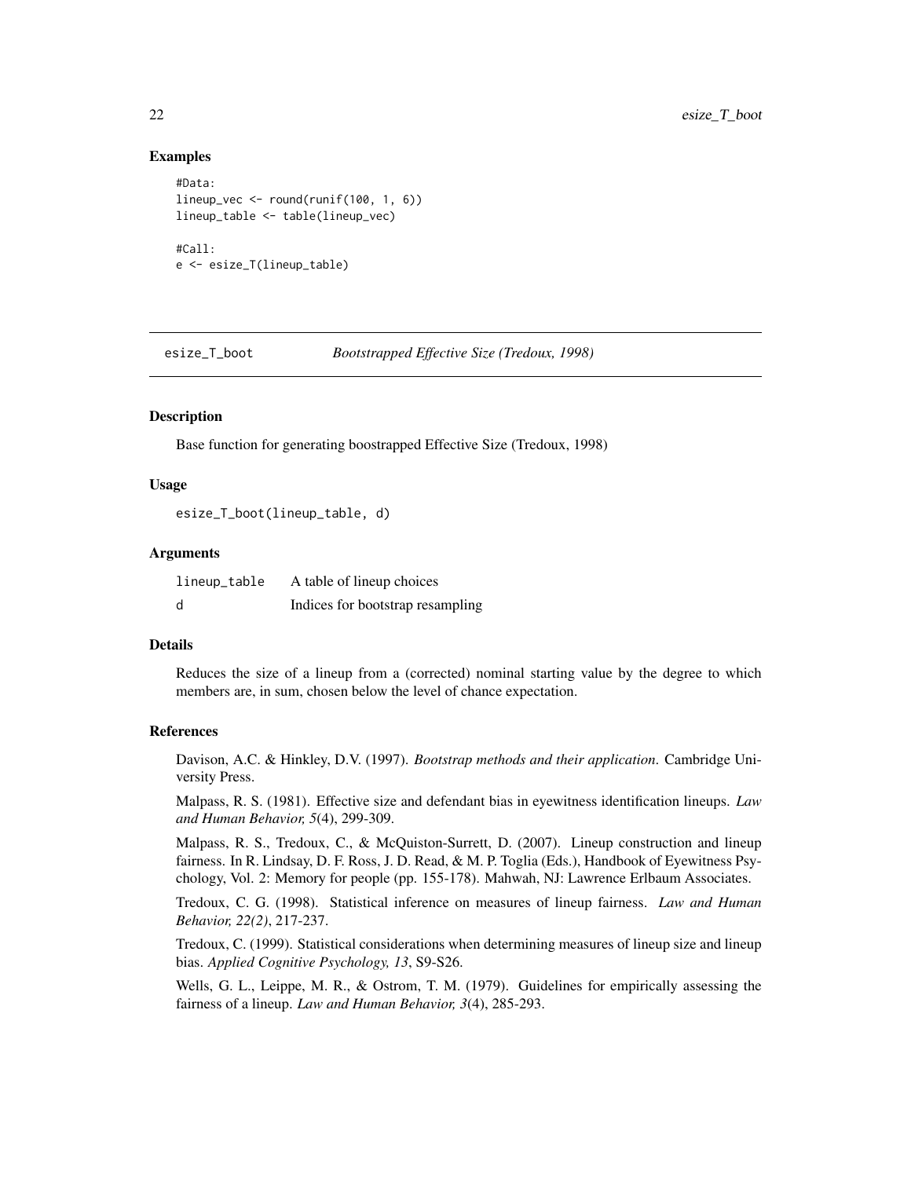### Examples

```
#Data:
lineup_vec <- round(runif(100, 1, 6))
lineup_table <- table(lineup_vec)

#Call:
e <- esize_T(lineup_table)
```

---

## esize_T_boot — *Bootstrapped Effective Size (Tredoux, 1998)*

---

### Description

Base function for generating boostrapped Effective Size (Tredoux, 1998)

### Usage

```
esize_T_boot(lineup_table, d)
```

### Arguments

| | |
|---|---|
| lineup_table | A table of lineup choices |
| d | Indices for bootstrap resampling |

### Details

Reduces the size of a lineup from a (corrected) nominal starting value by the degree to which members are, in sum, chosen below the level of chance expectation.

### References

Davison, A.C. & Hinkley, D.V. (1997). *Bootstrap methods and their application*. Cambridge University Press.

Malpass, R. S. (1981). Effective size and defendant bias in eyewitness identification lineups. *Law and Human Behavior, 5*(4), 299-309.

Malpass, R. S., Tredoux, C., & McQuiston-Surrett, D. (2007). Lineup construction and lineup fairness. In R. Lindsay, D. F. Ross, J. D. Read, & M. P. Toglia (Eds.), Handbook of Eyewitness Psychology, Vol. 2: Memory for people (pp. 155-178). Mahwah, NJ: Lawrence Erlbaum Associates.

Tredoux, C. G. (1998). Statistical inference on measures of lineup fairness. *Law and Human Behavior, 22(2)*, 217-237.

Tredoux, C. (1999). Statistical considerations when determining measures of lineup size and lineup bias. *Applied Cognitive Psychology, 13*, S9-S26.

Wells, G. L., Leippe, M. R., & Ostrom, T. M. (1979). Guidelines for empirically assessing the fairness of a lineup. *Law and Human Behavior, 3*(4), 285-293.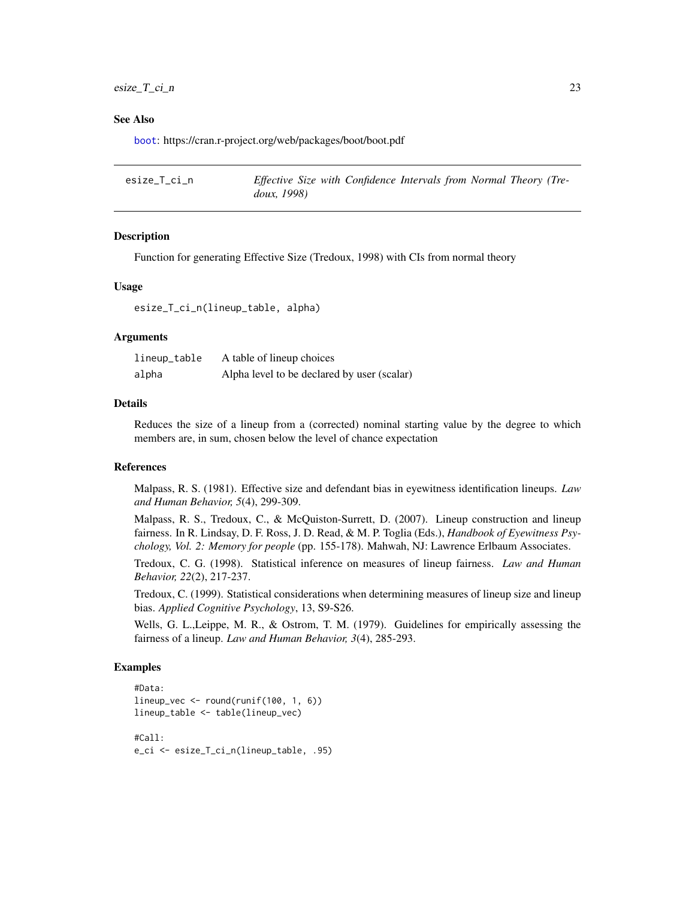## See Also

boot: https://cran.r-project.org/web/packages/boot/boot.pdf

---

# esize_T_ci_n — *Effective Size with Confidence Intervals from Normal Theory (Tredoux, 1998)*

---

### Description

Function for generating Effective Size (Tredoux, 1998) with CIs from normal theory

### Usage

```
esize_T_ci_n(lineup_table, alpha)
```

### Arguments

| | |
|---|---|
| `lineup_table` | A table of lineup choices |
| `alpha` | Alpha level to be declared by user (scalar) |

### Details

Reduces the size of a lineup from a (corrected) nominal starting value by the degree to which members are, in sum, chosen below the level of chance expectation

### References

Malpass, R. S. (1981). Effective size and defendant bias in eyewitness identification lineups. *Law and Human Behavior, 5*(4), 299-309.

Malpass, R. S., Tredoux, C., & McQuiston-Surrett, D. (2007). Lineup construction and lineup fairness. In R. Lindsay, D. F. Ross, J. D. Read, & M. P. Toglia (Eds.), *Handbook of Eyewitness Psychology, Vol. 2: Memory for people* (pp. 155-178). Mahwah, NJ: Lawrence Erlbaum Associates.

Tredoux, C. G. (1998). Statistical inference on measures of lineup fairness. *Law and Human Behavior, 22*(2), 217-237.

Tredoux, C. (1999). Statistical considerations when determining measures of lineup size and lineup bias. *Applied Cognitive Psychology*, 13, S9-S26.

Wells, G. L.,Leippe, M. R., & Ostrom, T. M. (1979). Guidelines for empirically assessing the fairness of a lineup. *Law and Human Behavior, 3*(4), 285-293.

### Examples

```
#Data:
lineup_vec <- round(runif(100, 1, 6))
lineup_table <- table(lineup_vec)

#Call:
e_ci <- esize_T_ci_n(lineup_table, .95)
```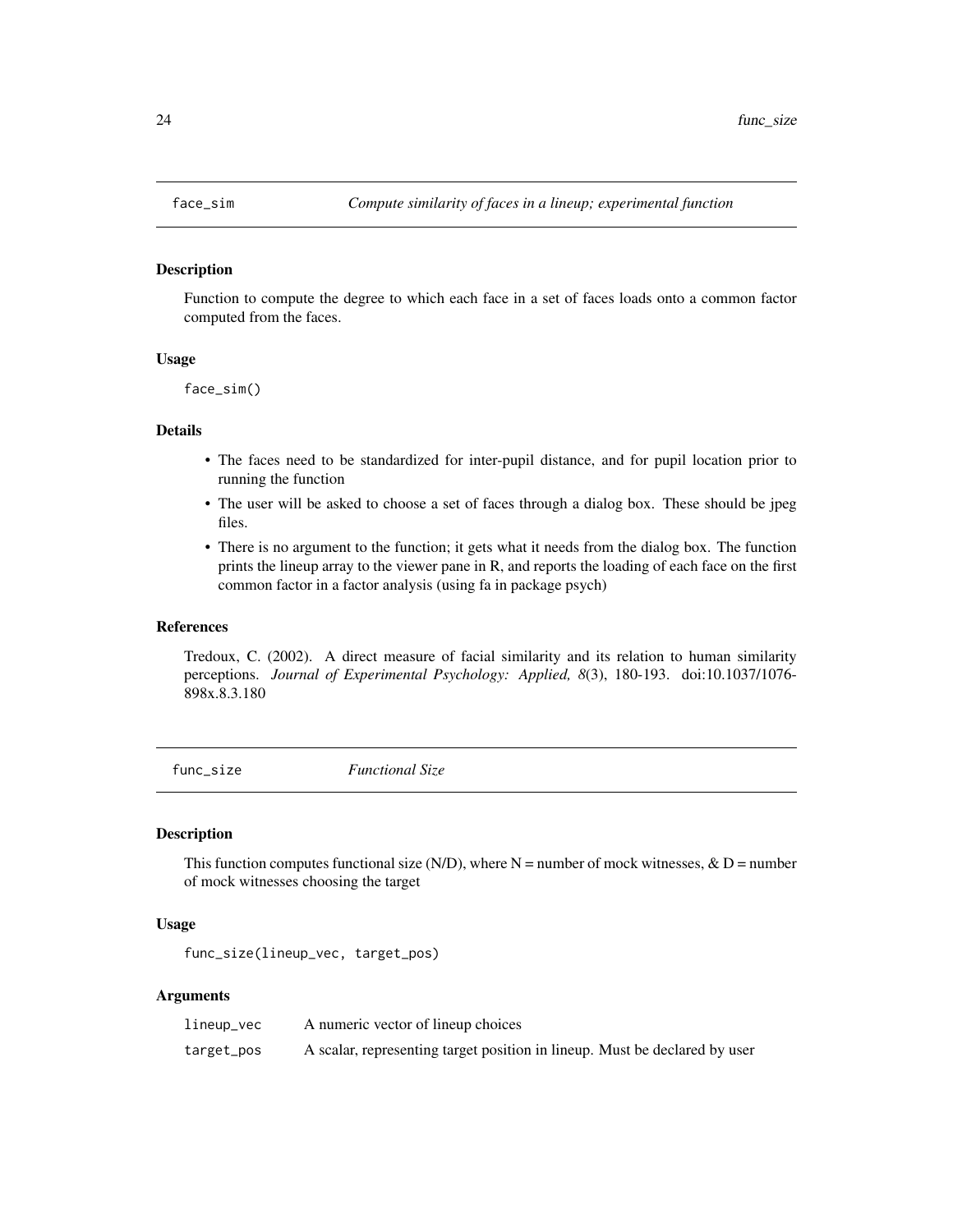## face_sim — *Compute similarity of faces in a lineup; experimental function*

### Description

Function to compute the degree to which each face in a set of faces loads onto a common factor computed from the faces.

### Usage

```
face_sim()
```

### Details

- The faces need to be standardized for inter-pupil distance, and for pupil location prior to running the function
- The user will be asked to choose a set of faces through a dialog box. These should be jpeg files.
- There is no argument to the function; it gets what it needs from the dialog box. The function prints the lineup array to the viewer pane in R, and reports the loading of each face on the first common factor in a factor analysis (using fa in package psych)

### References

Tredoux, C. (2002). A direct measure of facial similarity and its relation to human similarity perceptions. *Journal of Experimental Psychology: Applied, 8*(3), 180-193. doi:10.1037/1076-898x.8.3.180

## func_size — *Functional Size*

### Description

This function computes functional size (N/D), where N = number of mock witnesses, & D = number of mock witnesses choosing the target

### Usage

```
func_size(lineup_vec, target_pos)
```

### Arguments

| | |
|---|---|
| lineup_vec | A numeric vector of lineup choices |
| target_pos | A scalar, representing target position in lineup. Must be declared by user |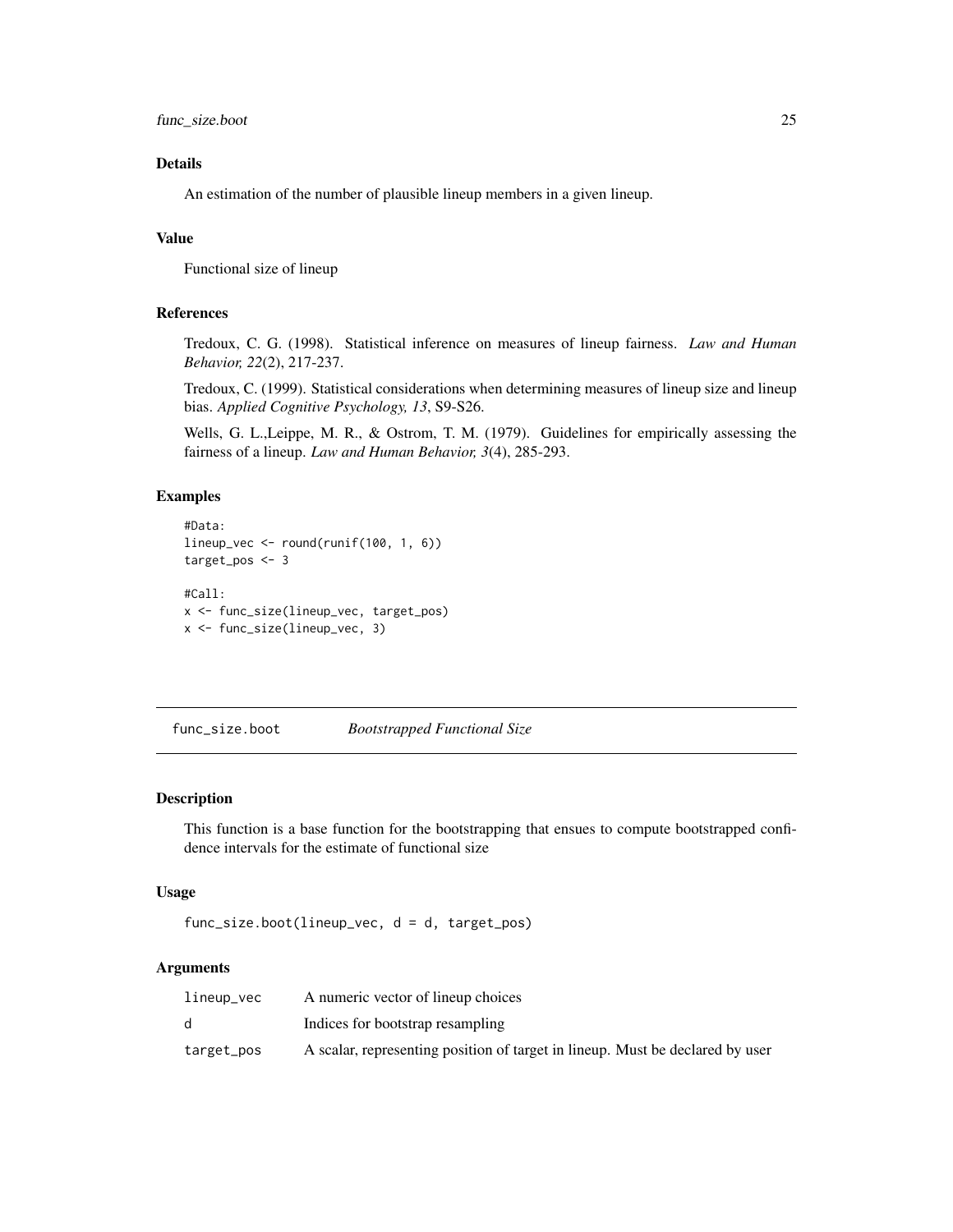### Details

An estimation of the number of plausible lineup members in a given lineup.

### Value

Functional size of lineup

### References

Tredoux, C. G. (1998). Statistical inference on measures of lineup fairness. *Law and Human Behavior, 22*(2), 217-237.

Tredoux, C. (1999). Statistical considerations when determining measures of lineup size and lineup bias. *Applied Cognitive Psychology, 13*, S9-S26.

Wells, G. L.,Leippe, M. R., & Ostrom, T. M. (1979). Guidelines for empirically assessing the fairness of a lineup. *Law and Human Behavior, 3*(4), 285-293.

### Examples

```
#Data:
lineup_vec <- round(runif(100, 1, 6))
target_pos <- 3

#Call:
x <- func_size(lineup_vec, target_pos)
x <- func_size(lineup_vec, 3)
```

---

## func_size.boot *Bootstrapped Functional Size*

### Description

This function is a base function for the bootstrapping that ensues to compute bootstrapped confidence intervals for the estimate of functional size

### Usage

```
func_size.boot(lineup_vec, d = d, target_pos)
```

### Arguments

| | |
|---|---|
| lineup_vec | A numeric vector of lineup choices |
| d | Indices for bootstrap resampling |
| target_pos | A scalar, representing position of target in lineup. Must be declared by user |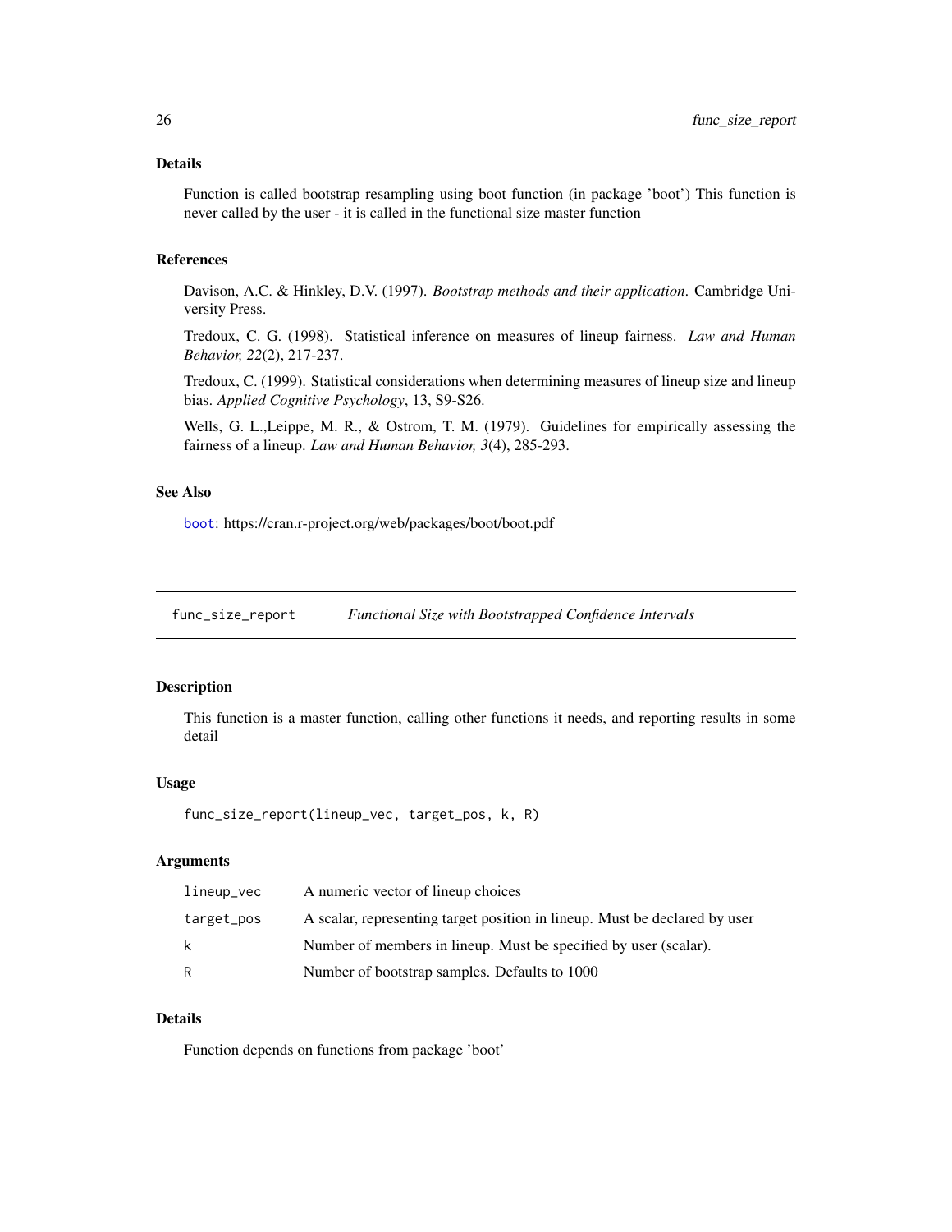### Details

Function is called bootstrap resampling using boot function (in package 'boot') This function is never called by the user - it is called in the functional size master function

### References

Davison, A.C. & Hinkley, D.V. (1997). *Bootstrap methods and their application*. Cambridge University Press.

Tredoux, C. G. (1998). Statistical inference on measures of lineup fairness. *Law and Human Behavior, 22*(2), 217-237.

Tredoux, C. (1999). Statistical considerations when determining measures of lineup size and lineup bias. *Applied Cognitive Psychology*, 13, S9-S26.

Wells, G. L.,Leippe, M. R., & Ostrom, T. M. (1979). Guidelines for empirically assessing the fairness of a lineup. *Law and Human Behavior, 3*(4), 285-293.

### See Also

boot: https://cran.r-project.org/web/packages/boot/boot.pdf

---

## func_size_report — *Functional Size with Bootstrapped Confidence Intervals*

### Description

This function is a master function, calling other functions it needs, and reporting results in some detail

### Usage

```
func_size_report(lineup_vec, target_pos, k, R)
```

### Arguments

| | |
|---|---|
| lineup_vec | A numeric vector of lineup choices |
| target_pos | A scalar, representing target position in lineup. Must be declared by user |
| k | Number of members in lineup. Must be specified by user (scalar). |
| R | Number of bootstrap samples. Defaults to 1000 |

### Details

Function depends on functions from package 'boot'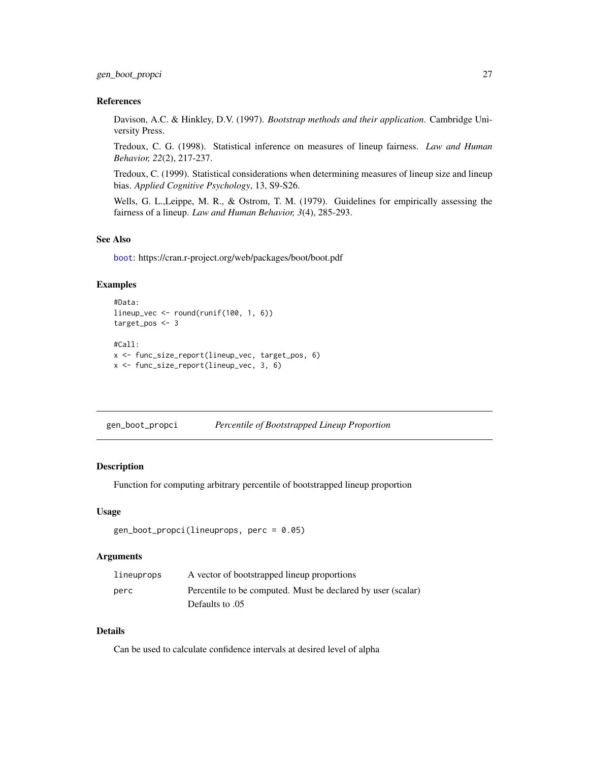### References

Davison, A.C. & Hinkley, D.V. (1997). *Bootstrap methods and their application*. Cambridge University Press.

Tredoux, C. G. (1998). Statistical inference on measures of lineup fairness. *Law and Human Behavior, 22*(2), 217-237.

Tredoux, C. (1999). Statistical considerations when determining measures of lineup size and lineup bias. *Applied Cognitive Psychology*, 13, S9-S26.

Wells, G. L.,Leippe, M. R., & Ostrom, T. M. (1979). Guidelines for empirically assessing the fairness of a lineup. *Law and Human Behavior, 3*(4), 285-293.

### See Also

`boot`: https://cran.r-project.org/web/packages/boot/boot.pdf

### Examples

```
#Data:
lineup_vec <- round(runif(100, 1, 6))
target_pos <- 3

#Call:
x <- func_size_report(lineup_vec, target_pos, 6)
x <- func_size_report(lineup_vec, 3, 6)
```

---

## gen_boot_propci    *Percentile of Bootstrapped Lineup Proportion*

### Description

Function for computing arbitrary percentile of bootstrapped lineup proportion

### Usage

```
gen_boot_propci(lineuprops, perc = 0.05)
```

### Arguments

| | |
|---|---|
| lineuprops | A vector of bootstrapped lineup proportions |
| perc | Percentile to be computed. Must be declared by user (scalar) Defaults to .05 |

### Details

Can be used to calculate confidence intervals at desired level of alpha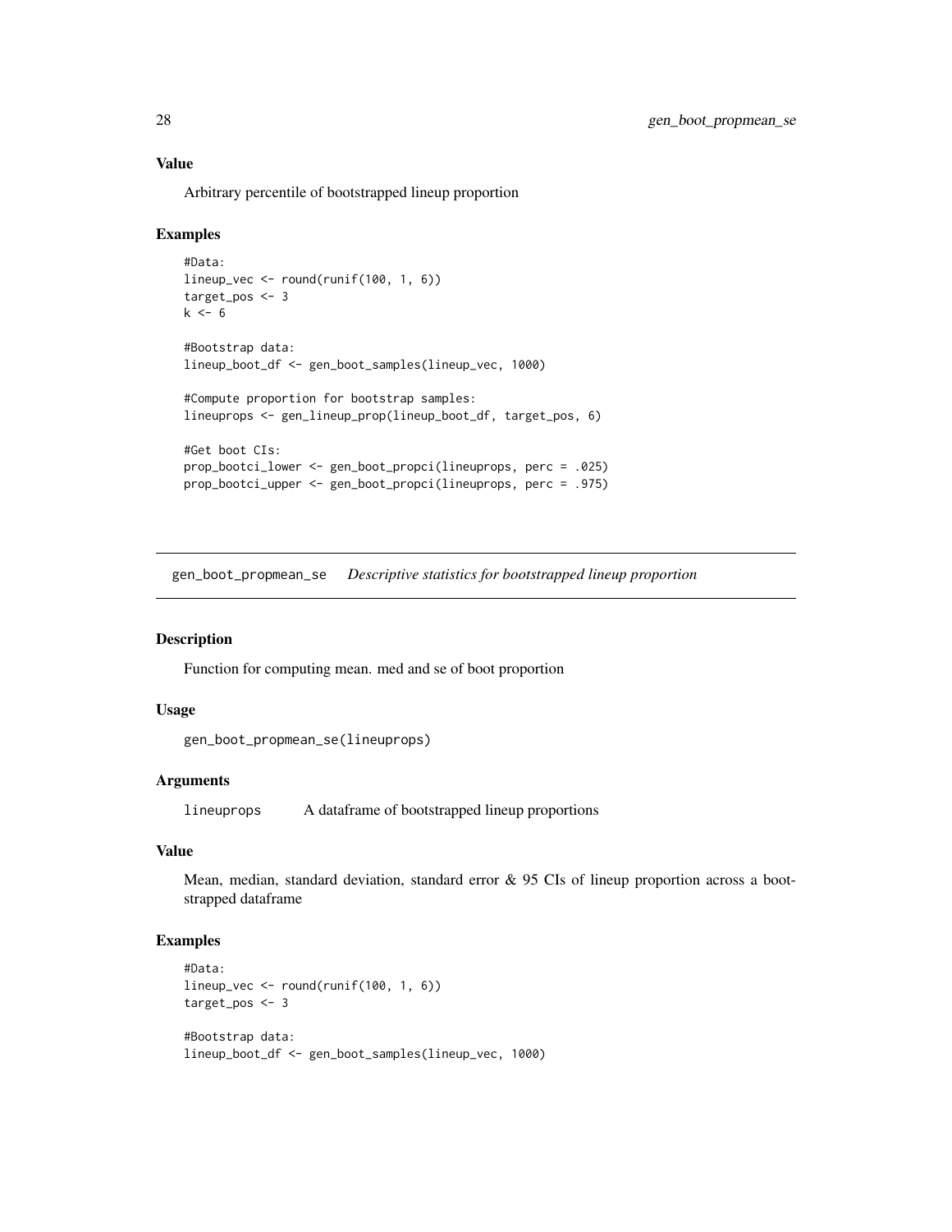### Value

Arbitrary percentile of bootstrapped lineup proportion

### Examples

```
#Data:
lineup_vec <- round(runif(100, 1, 6))
target_pos <- 3
k <- 6

#Bootstrap data:
lineup_boot_df <- gen_boot_samples(lineup_vec, 1000)

#Compute proportion for bootstrap samples:
lineupprops <- gen_lineup_prop(lineup_boot_df, target_pos, 6)

#Get boot CIs:
prop_bootci_lower <- gen_boot_propci(lineupprops, perc = .025)
prop_bootci_upper <- gen_boot_propci(lineupprops, perc = .975)
```

---

## gen_boot_propmean_se *Descriptive statistics for bootstrapped lineup proportion*

---

### Description

Function for computing mean. med and se of boot proportion

### Usage

```
gen_boot_propmean_se(lineupprops)
```

### Arguments

| | |
|---|---|
| lineupprops | A dataframe of bootstrapped lineup proportions |

### Value

Mean, median, standard deviation, standard error & 95 CIs of lineup proportion across a bootstrapped dataframe

### Examples

```
#Data:
lineup_vec <- round(runif(100, 1, 6))
target_pos <- 3

#Bootstrap data:
lineup_boot_df <- gen_boot_samples(lineup_vec, 1000)
```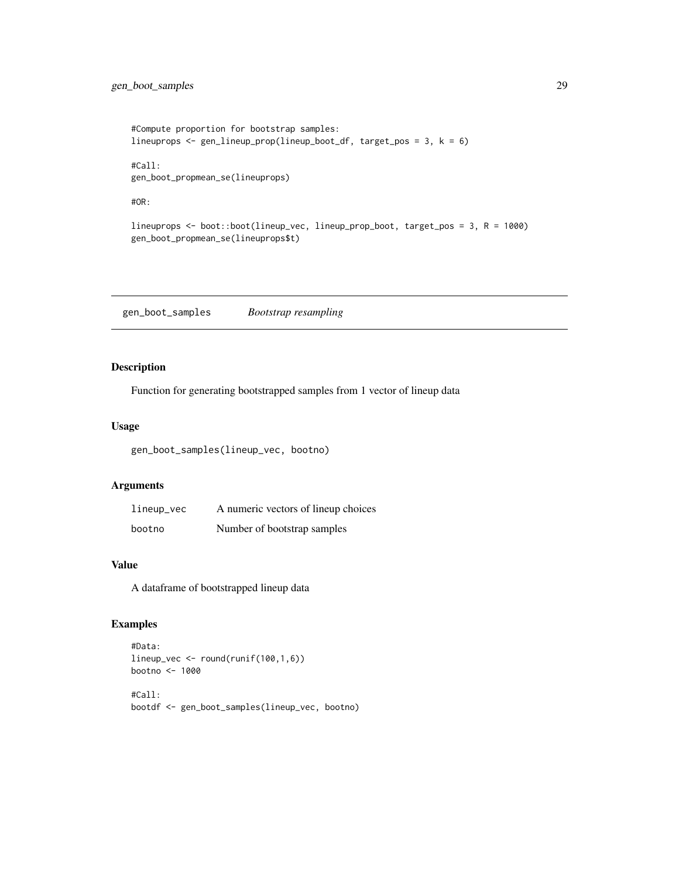```
#Compute proportion for bootstrap samples:
lineupprops <- gen_lineup_prop(lineup_boot_df, target_pos = 3, k = 6)

#Call:
gen_boot_propmean_se(lineupprops)

#OR:

lineupprops <- boot::boot(lineup_vec, lineup_prop_boot, target_pos = 3, R = 1000)
gen_boot_propmean_se(lineupprops$t)
```

## gen_boot_samples *Bootstrap resampling*

### Description

Function for generating bootstrapped samples from 1 vector of lineup data

### Usage

```
gen_boot_samples(lineup_vec, bootno)
```

### Arguments

| | |
|---|---|
| lineup_vec | A numeric vectors of lineup choices |
| bootno | Number of bootstrap samples |

### Value

A dataframe of bootstrapped lineup data

### Examples

```
#Data:
lineup_vec <- round(runif(100,1,6))
bootno <- 1000

#Call:
bootdf <- gen_boot_samples(lineup_vec, bootno)
```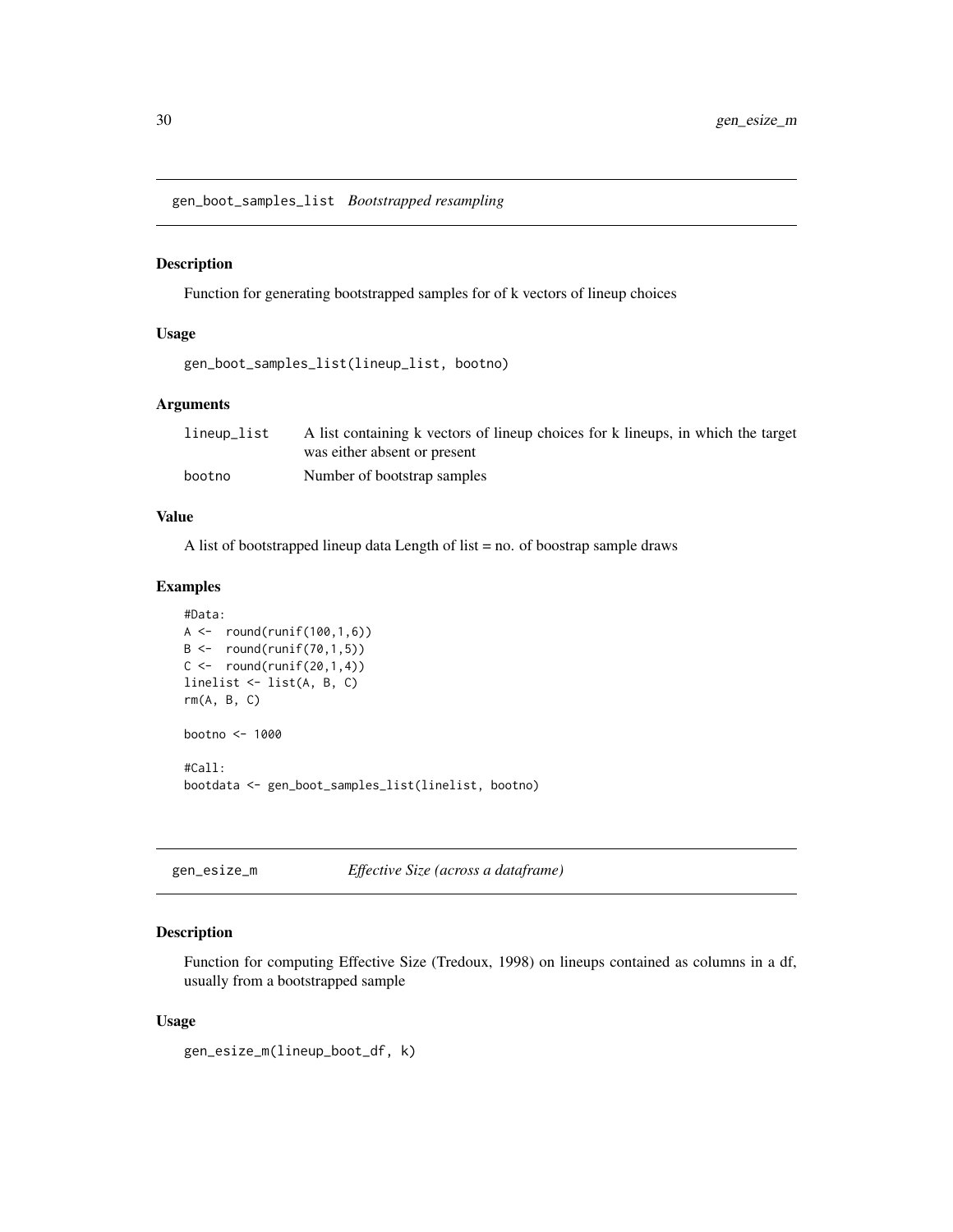## gen_boot_samples_list *Bootstrapped resampling*

### Description

Function for generating bootstrapped samples for of k vectors of lineup choices

### Usage

```
gen_boot_samples_list(lineup_list, bootno)
```

### Arguments

| | |
|---|---|
| lineup_list | A list containing k vectors of lineup choices for k lineups, in which the target was either absent or present |
| bootno | Number of bootstrap samples |

### Value

A list of bootstrapped lineup data Length of list = no. of boostrap sample draws

### Examples

```
#Data:
A <-  round(runif(100,1,6))
B <-  round(runif(70,1,5))
C <-  round(runif(20,1,4))
linelist <- list(A, B, C)
rm(A, B, C)

bootno <- 1000

#Call:
bootdata <- gen_boot_samples_list(linelist, bootno)
```

## gen_esize_m *Effective Size (across a dataframe)*

### Description

Function for computing Effective Size (Tredoux, 1998) on lineups contained as columns in a df, usually from a bootstrapped sample

### Usage

```
gen_esize_m(lineup_boot_df, k)
```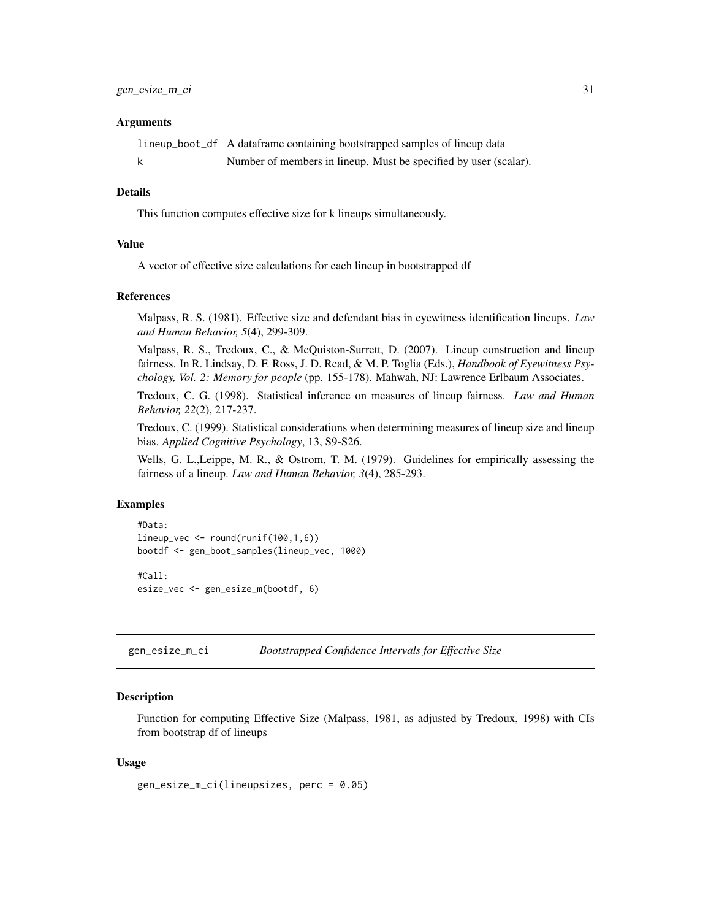### Arguments

| | |
|---|---|
| lineup_boot_df | A dataframe containing bootstrapped samples of lineup data |
| k | Number of members in lineup. Must be specified by user (scalar). |

### Details

This function computes effective size for k lineups simultaneously.

### Value

A vector of effective size calculations for each lineup in bootstrapped df

### References

Malpass, R. S. (1981). Effective size and defendant bias in eyewitness identification lineups. *Law and Human Behavior, 5*(4), 299-309.

Malpass, R. S., Tredoux, C., & McQuiston-Surrett, D. (2007). Lineup construction and lineup fairness. In R. Lindsay, D. F. Ross, J. D. Read, & M. P. Toglia (Eds.), *Handbook of Eyewitness Psychology, Vol. 2: Memory for people* (pp. 155-178). Mahwah, NJ: Lawrence Erlbaum Associates.

Tredoux, C. G. (1998). Statistical inference on measures of lineup fairness. *Law and Human Behavior, 22*(2), 217-237.

Tredoux, C. (1999). Statistical considerations when determining measures of lineup size and lineup bias. *Applied Cognitive Psychology*, 13, S9-S26.

Wells, G. L.,Leippe, M. R., & Ostrom, T. M. (1979). Guidelines for empirically assessing the fairness of a lineup. *Law and Human Behavior, 3*(4), 285-293.

### Examples

```
#Data:
lineup_vec <- round(runif(100,1,6))
bootdf <- gen_boot_samples(lineup_vec, 1000)

#Call:
esize_vec <- gen_esize_m(bootdf, 6)
```

---

## gen_esize_m_ci &nbsp;&nbsp;&nbsp; *Bootstrapped Confidence Intervals for Effective Size*

### Description

Function for computing Effective Size (Malpass, 1981, as adjusted by Tredoux, 1998) with CIs from bootstrap df of lineups

### Usage

```
gen_esize_m_ci(lineupsizes, perc = 0.05)
```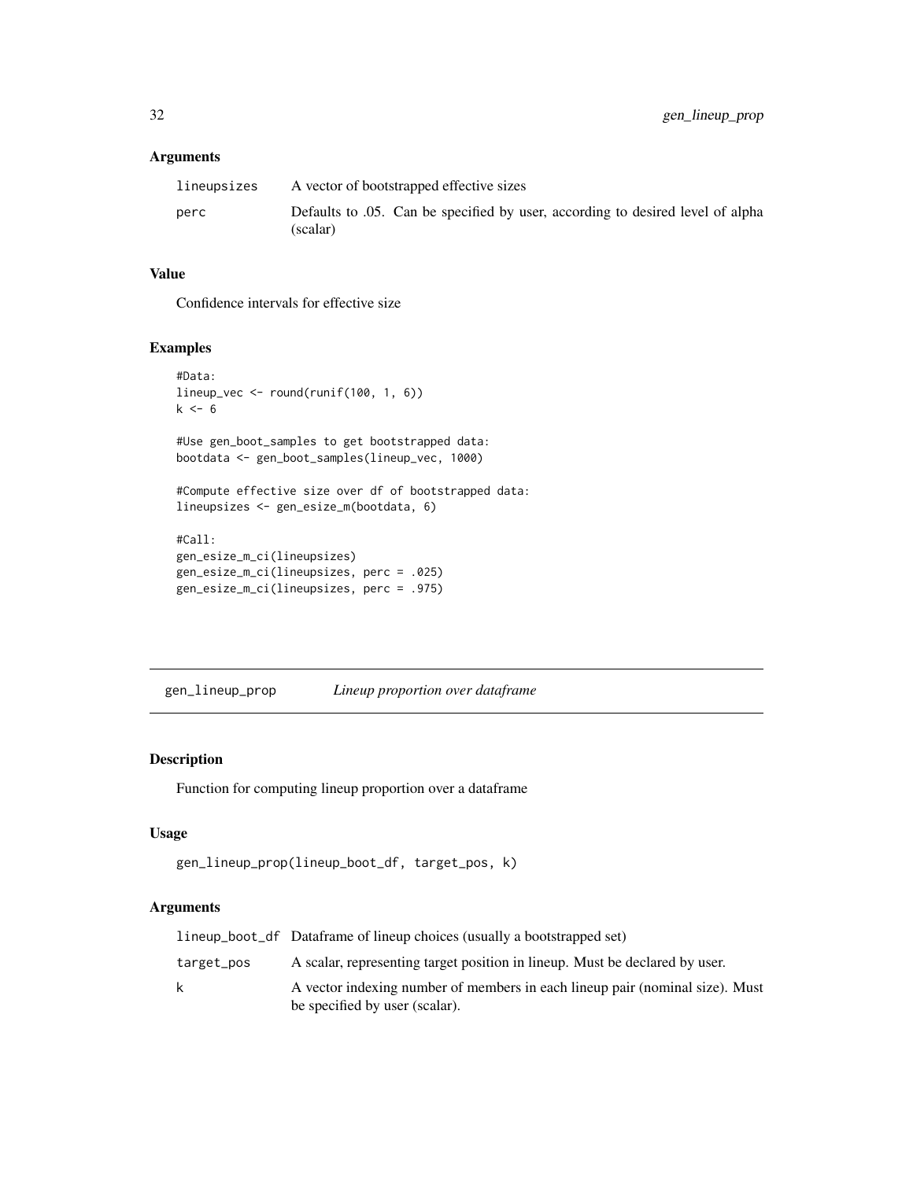### Arguments

| | |
|---|---|
| lineupsizes | A vector of bootstrapped effective sizes |
| perc | Defaults to .05. Can be specified by user, according to desired level of alpha (scalar) |

### Value

Confidence intervals for effective size

### Examples

```
#Data:
lineup_vec <- round(runif(100, 1, 6))
k <- 6

#Use gen_boot_samples to get bootstrapped data:
bootdata <- gen_boot_samples(lineup_vec, 1000)

#Compute effective size over df of bootstrapped data:
lineupsizes <- gen_esize_m(bootdata, 6)

#Call:
gen_esize_m_ci(lineupsizes)
gen_esize_m_ci(lineupsizes, perc = .025)
gen_esize_m_ci(lineupsizes, perc = .975)
```

---

## gen_lineup_prop &nbsp;&nbsp;&nbsp; *Lineup proportion over dataframe*

### Description

Function for computing lineup proportion over a dataframe

### Usage

```
gen_lineup_prop(lineup_boot_df, target_pos, k)
```

### Arguments

| | |
|---|---|
| lineup_boot_df | Dataframe of lineup choices (usually a bootstrapped set) |
| target_pos | A scalar, representing target position in lineup. Must be declared by user. |
| k | A vector indexing number of members in each lineup pair (nominal size). Must be specified by user (scalar). |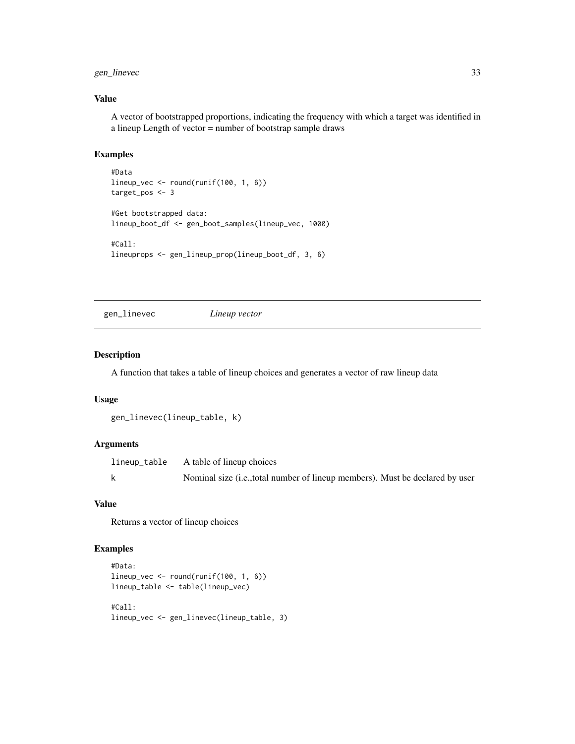### Value

A vector of bootstrapped proportions, indicating the frequency with which a target was identified in a lineup Length of vector = number of bootstrap sample draws

### Examples

```
#Data
lineup_vec <- round(runif(100, 1, 6))
target_pos <- 3

#Get bootstrapped data:
lineup_boot_df <- gen_boot_samples(lineup_vec, 1000)

#Call:
lineuprops <- gen_lineup_prop(lineup_boot_df, 3, 6)
```

---

## gen_linevec    *Lineup vector*

---

### Description

A function that takes a table of lineup choices and generates a vector of raw lineup data

### Usage

```
gen_linevec(lineup_table, k)
```

### Arguments

| | |
|---|---|
| lineup_table | A table of lineup choices |
| k | Nominal size (i.e.,total number of lineup members). Must be declared by user |

### Value

Returns a vector of lineup choices

### Examples

```
#Data:
lineup_vec <- round(runif(100, 1, 6))
lineup_table <- table(lineup_vec)

#Call:
lineup_vec <- gen_linevec(lineup_table, 3)
```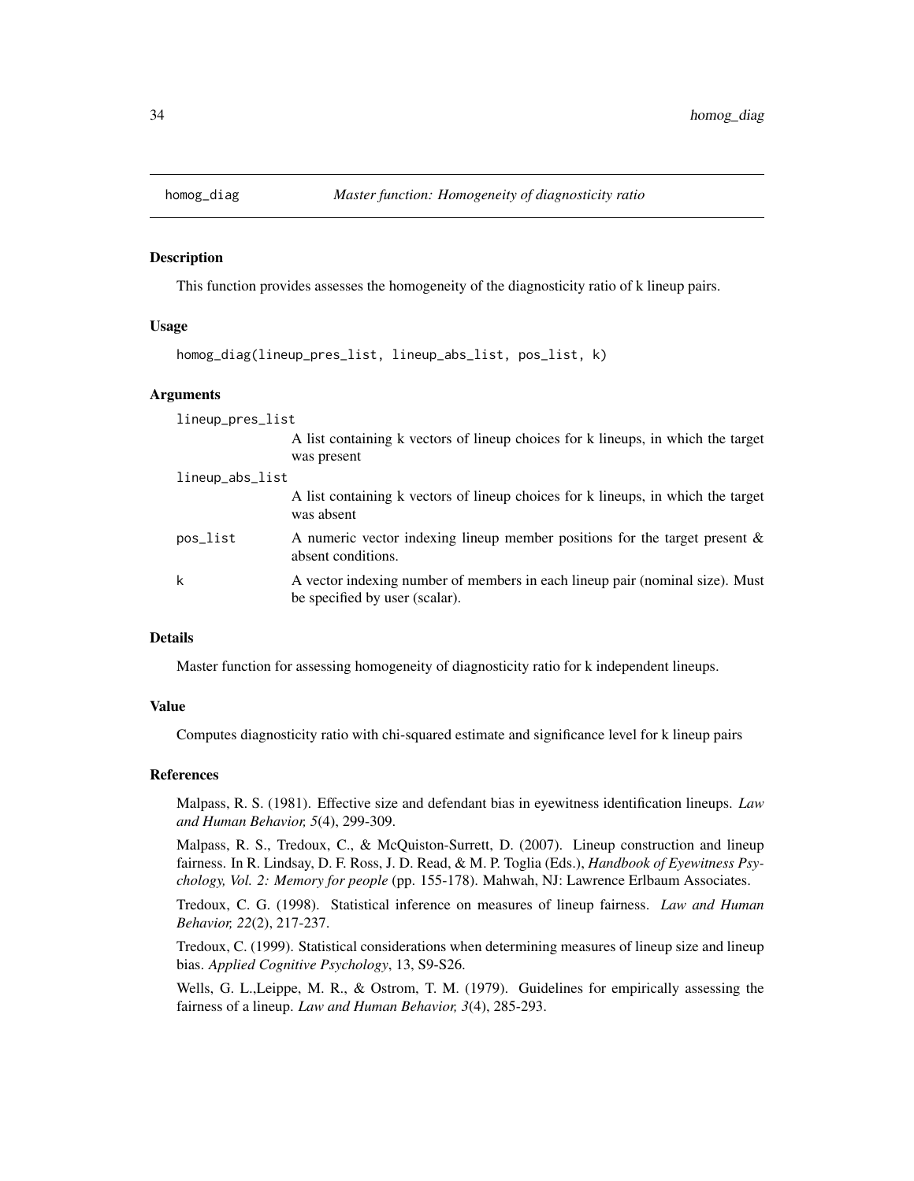# homog_diag — *Master function: Homogeneity of diagnosticity ratio*

## Description

This function provides assesses the homogeneity of the diagnosticity ratio of k lineup pairs.

## Usage

```
homog_diag(lineup_pres_list, lineup_abs_list, pos_list, k)
```

## Arguments

| | |
|---|---|
| lineup_pres_list | A list containing k vectors of lineup choices for k lineups, in which the target was present |
| lineup_abs_list | A list containing k vectors of lineup choices for k lineups, in which the target was absent |
| pos_list | A numeric vector indexing lineup member positions for the target present & absent conditions. |
| k | A vector indexing number of members in each lineup pair (nominal size). Must be specified by user (scalar). |

## Details

Master function for assessing homogeneity of diagnosticity ratio for k independent lineups.

## Value

Computes diagnosticity ratio with chi-squared estimate and significance level for k lineup pairs

## References

Malpass, R. S. (1981). Effective size and defendant bias in eyewitness identification lineups. *Law and Human Behavior, 5*(4), 299-309.

Malpass, R. S., Tredoux, C., & McQuiston-Surrett, D. (2007). Lineup construction and lineup fairness. In R. Lindsay, D. F. Ross, J. D. Read, & M. P. Toglia (Eds.), *Handbook of Eyewitness Psychology, Vol. 2: Memory for people* (pp. 155-178). Mahwah, NJ: Lawrence Erlbaum Associates.

Tredoux, C. G. (1998). Statistical inference on measures of lineup fairness. *Law and Human Behavior, 22*(2), 217-237.

Tredoux, C. (1999). Statistical considerations when determining measures of lineup size and lineup bias. *Applied Cognitive Psychology*, 13, S9-S26.

Wells, G. L.,Leippe, M. R., & Ostrom, T. M. (1979). Guidelines for empirically assessing the fairness of a lineup. *Law and Human Behavior, 3*(4), 285-293.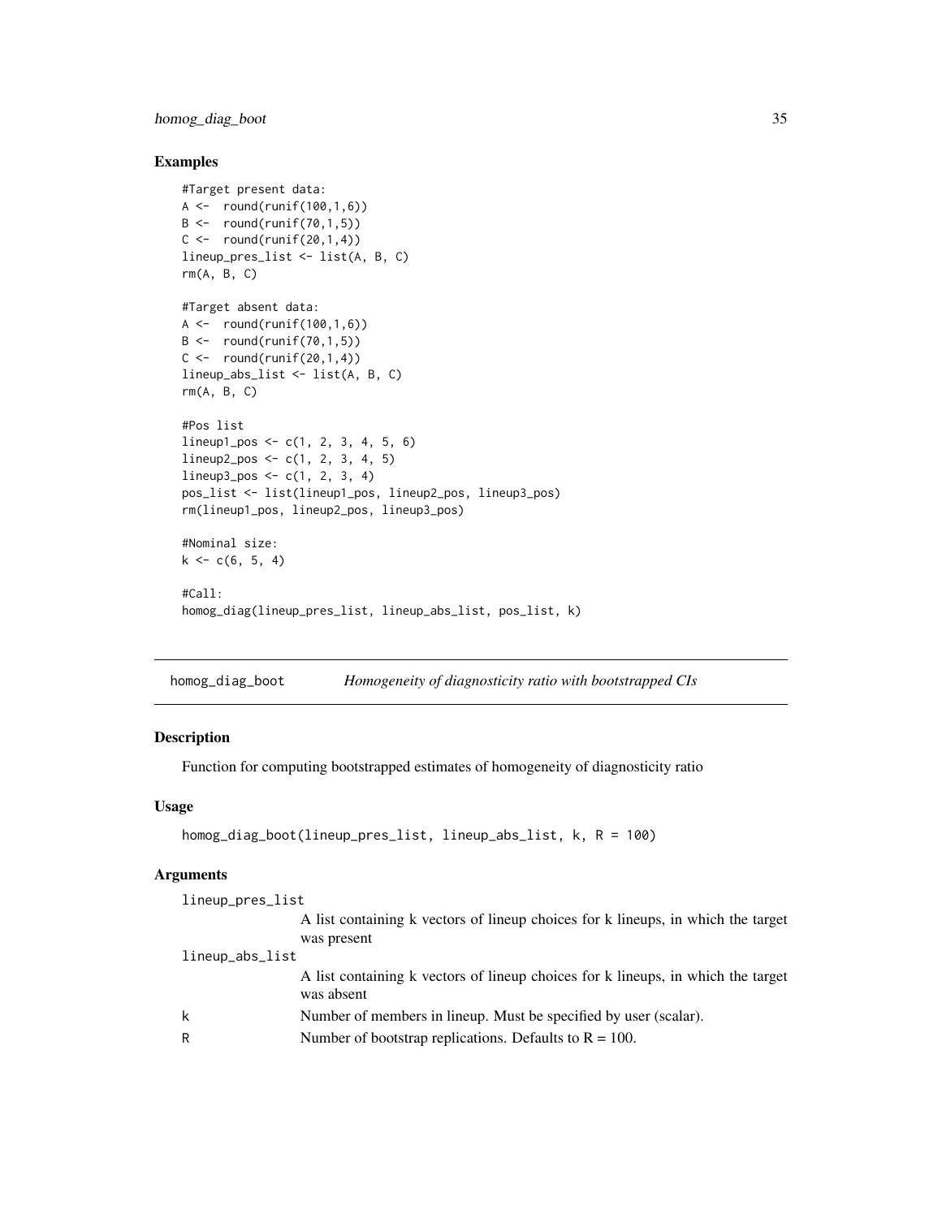## Examples

```
#Target present data:
A <-  round(runif(100,1,6))
B <-  round(runif(70,1,5))
C <-  round(runif(20,1,4))
lineup_pres_list <- list(A, B, C)
rm(A, B, C)

#Target absent data:
A <-  round(runif(100,1,6))
B <-  round(runif(70,1,5))
C <-  round(runif(20,1,4))
lineup_abs_list <- list(A, B, C)
rm(A, B, C)

#Pos list
lineup1_pos <- c(1, 2, 3, 4, 5, 6)
lineup2_pos <- c(1, 2, 3, 4, 5)
lineup3_pos <- c(1, 2, 3, 4)
pos_list <- list(lineup1_pos, lineup2_pos, lineup3_pos)
rm(lineup1_pos, lineup2_pos, lineup3_pos)

#Nominal size:
k <- c(6, 5, 4)

#Call:
homog_diag(lineup_pres_list, lineup_abs_list, pos_list, k)
```

---

# homog_diag_boot — *Homogeneity of diagnosticity ratio with bootstrapped CIs*

## Description

Function for computing bootstrapped estimates of homogeneity of diagnosticity ratio

## Usage

```
homog_diag_boot(lineup_pres_list, lineup_abs_list, k, R = 100)
```

## Arguments

| Argument | Description |
|---|---|
| lineup_pres_list | A list containing k vectors of lineup choices for k lineups, in which the target was present |
| lineup_abs_list | A list containing k vectors of lineup choices for k lineups, in which the target was absent |
| k | Number of members in lineup. Must be specified by user (scalar). |
| R | Number of bootstrap replications. Defaults to R = 100. |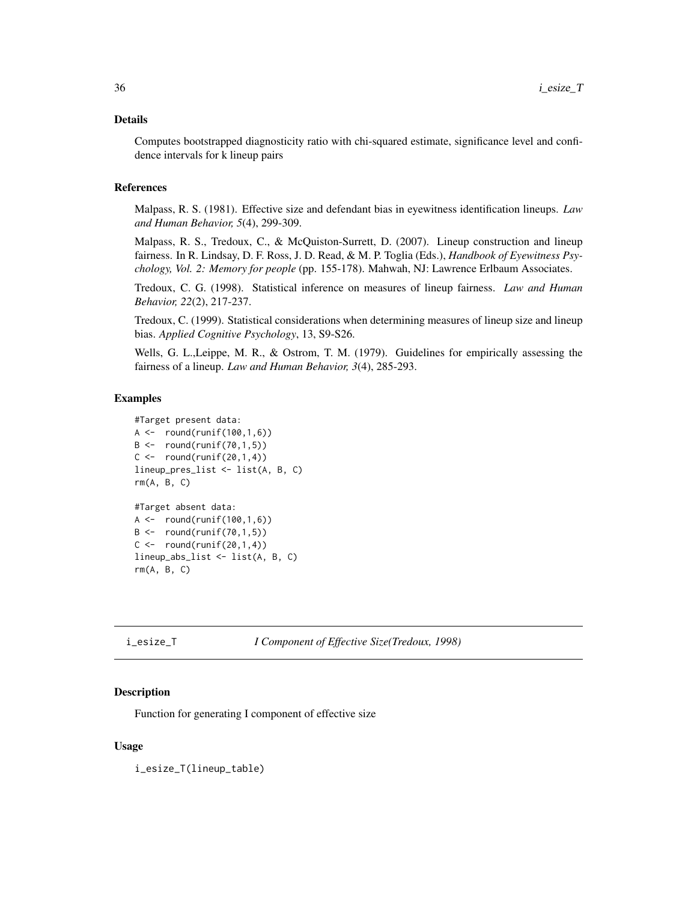### Details

Computes bootstrapped diagnosticity ratio with chi-squared estimate, significance level and confidence intervals for k lineup pairs

### References

Malpass, R. S. (1981). Effective size and defendant bias in eyewitness identification lineups. *Law and Human Behavior, 5*(4), 299-309.

Malpass, R. S., Tredoux, C., & McQuiston-Surrett, D. (2007). Lineup construction and lineup fairness. In R. Lindsay, D. F. Ross, J. D. Read, & M. P. Toglia (Eds.), *Handbook of Eyewitness Psychology, Vol. 2: Memory for people* (pp. 155-178). Mahwah, NJ: Lawrence Erlbaum Associates.

Tredoux, C. G. (1998). Statistical inference on measures of lineup fairness. *Law and Human Behavior, 22*(2), 217-237.

Tredoux, C. (1999). Statistical considerations when determining measures of lineup size and lineup bias. *Applied Cognitive Psychology*, 13, S9-S26.

Wells, G. L.,Leippe, M. R., & Ostrom, T. M. (1979). Guidelines for empirically assessing the fairness of a lineup. *Law and Human Behavior, 3*(4), 285-293.

### Examples

```
#Target present data:
A <-  round(runif(100,1,6))
B <-  round(runif(70,1,5))
C <-  round(runif(20,1,4))
lineup_pres_list <- list(A, B, C)
rm(A, B, C)

#Target absent data:
A <-  round(runif(100,1,6))
B <-  round(runif(70,1,5))
C <-  round(runif(20,1,4))
lineup_abs_list <- list(A, B, C)
rm(A, B, C)
```

---

## i_esize_T — *I Component of Effective Size(Tredoux, 1998)*

---

### Description

Function for generating I component of effective size

### Usage

```
i_esize_T(lineup_table)
```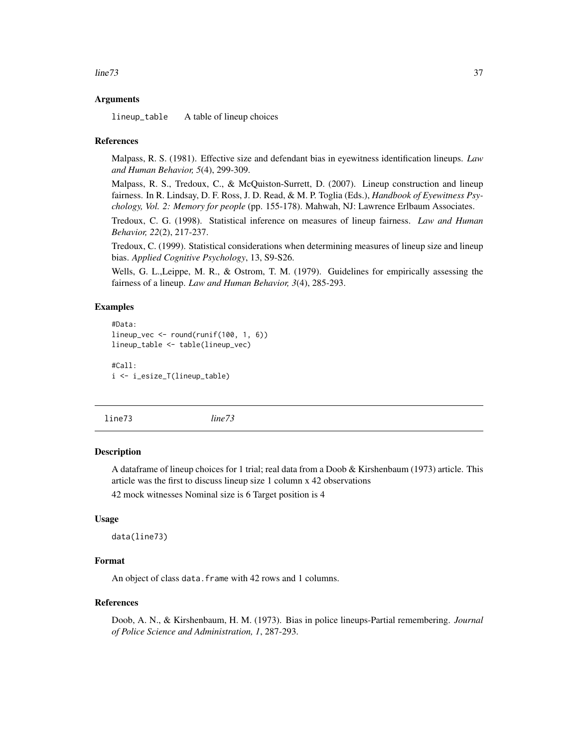### Arguments

lineup_table     A table of lineup choices

### References

Malpass, R. S. (1981). Effective size and defendant bias in eyewitness identification lineups. *Law and Human Behavior, 5*(4), 299-309.

Malpass, R. S., Tredoux, C., & McQuiston-Surrett, D. (2007). Lineup construction and lineup fairness. In R. Lindsay, D. F. Ross, J. D. Read, & M. P. Toglia (Eds.), *Handbook of Eyewitness Psychology, Vol. 2: Memory for people* (pp. 155-178). Mahwah, NJ: Lawrence Erlbaum Associates.

Tredoux, C. G. (1998). Statistical inference on measures of lineup fairness. *Law and Human Behavior, 22*(2), 217-237.

Tredoux, C. (1999). Statistical considerations when determining measures of lineup size and lineup bias. *Applied Cognitive Psychology*, 13, S9-S26.

Wells, G. L.,Leippe, M. R., & Ostrom, T. M. (1979). Guidelines for empirically assessing the fairness of a lineup. *Law and Human Behavior, 3*(4), 285-293.

### Examples

```
#Data:
lineup_vec <- round(runif(100, 1, 6))
lineup_table <- table(lineup_vec)

#Call:
i <- i_esize_T(lineup_table)
```

---

## line73    *line73*

---

### Description

A dataframe of lineup choices for 1 trial; real data from a Doob & Kirshenbaum (1973) article. This article was the first to discuss lineup size 1 column x 42 observations

42 mock witnesses Nominal size is 6 Target position is 4

### Usage

```
data(line73)
```

### Format

An object of class data.frame with 42 rows and 1 columns.

### References

Doob, A. N., & Kirshenbaum, H. M. (1973). Bias in police lineups-Partial remembering. *Journal of Police Science and Administration, 1*, 287-293.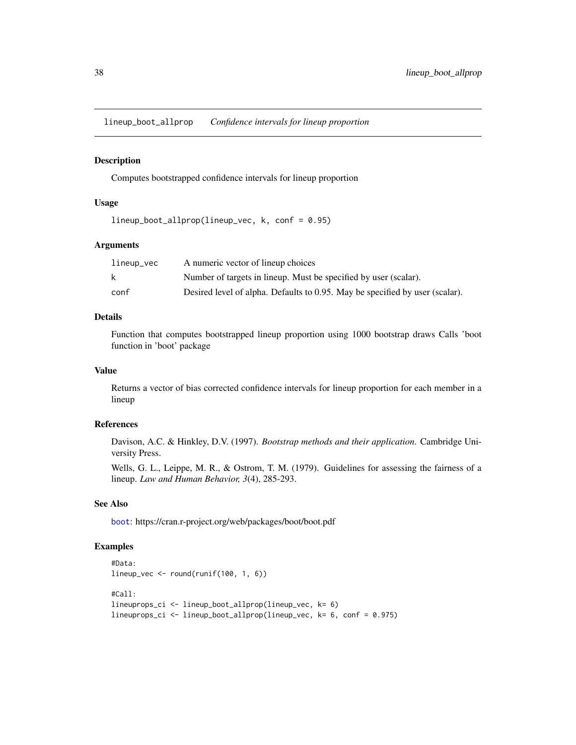# lineup_boot_allprop *Confidence intervals for lineup proportion*

## Description

Computes bootstrapped confidence intervals for lineup proportion

## Usage

```
lineup_boot_allprop(lineup_vec, k, conf = 0.95)
```

## Arguments

| | |
|---|---|
| lineup_vec | A numeric vector of lineup choices |
| k | Number of targets in lineup. Must be specified by user (scalar). |
| conf | Desired level of alpha. Defaults to 0.95. May be specified by user (scalar). |

## Details

Function that computes bootstrapped lineup proportion using 1000 bootstrap draws Calls 'boot function in 'boot' package

## Value

Returns a vector of bias corrected confidence intervals for lineup proportion for each member in a lineup

## References

Davison, A.C. & Hinkley, D.V. (1997). *Bootstrap methods and their application*. Cambridge University Press.

Wells, G. L., Leippe, M. R., & Ostrom, T. M. (1979). Guidelines for assessing the fairness of a lineup. *Law and Human Behavior, 3*(4), 285-293.

## See Also

boot: https://cran.r-project.org/web/packages/boot/boot.pdf

## Examples

```
#Data:
lineup_vec <- round(runif(100, 1, 6))

#Call:
lineupprops_ci <- lineup_boot_allprop(lineup_vec, k= 6)
lineupprops_ci <- lineup_boot_allprop(lineup_vec, k= 6, conf = 0.975)
```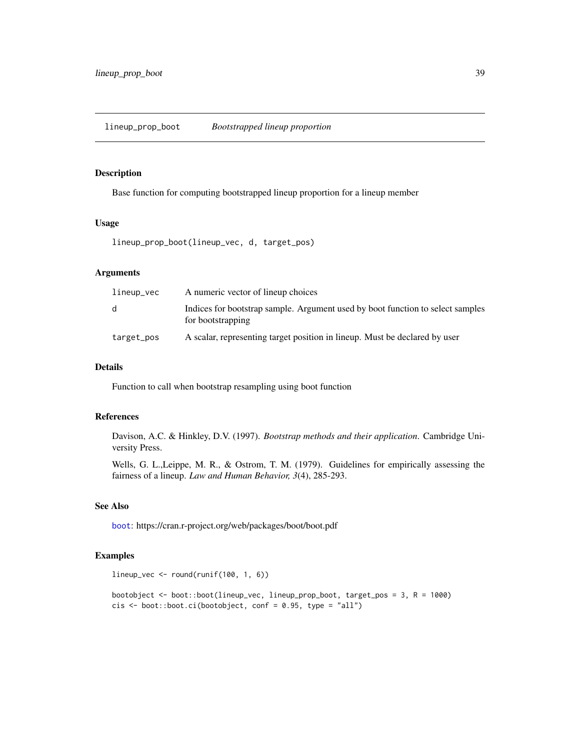## lineup_prop_boot — *Bootstrapped lineup proportion*

### Description

Base function for computing bootstrapped lineup proportion for a lineup member

### Usage

```
lineup_prop_boot(lineup_vec, d, target_pos)
```

### Arguments

| | |
|---|---|
| `lineup_vec` | A numeric vector of lineup choices |
| `d` | Indices for bootstrap sample. Argument used by boot function to select samples for bootstrapping |
| `target_pos` | A scalar, representing target position in lineup. Must be declared by user |

### Details

Function to call when bootstrap resampling using boot function

### References

Davison, A.C. & Hinkley, D.V. (1997). *Bootstrap methods and their application*. Cambridge University Press.

Wells, G. L.,Leippe, M. R., & Ostrom, T. M. (1979). Guidelines for empirically assessing the fairness of a lineup. *Law and Human Behavior, 3*(4), 285-293.

### See Also

boot: https://cran.r-project.org/web/packages/boot/boot.pdf

### Examples

```
lineup_vec <- round(runif(100, 1, 6))

bootobject <- boot::boot(lineup_vec, lineup_prop_boot, target_pos = 3, R = 1000)
cis <- boot::boot.ci(bootobject, conf = 0.95, type = "all")
```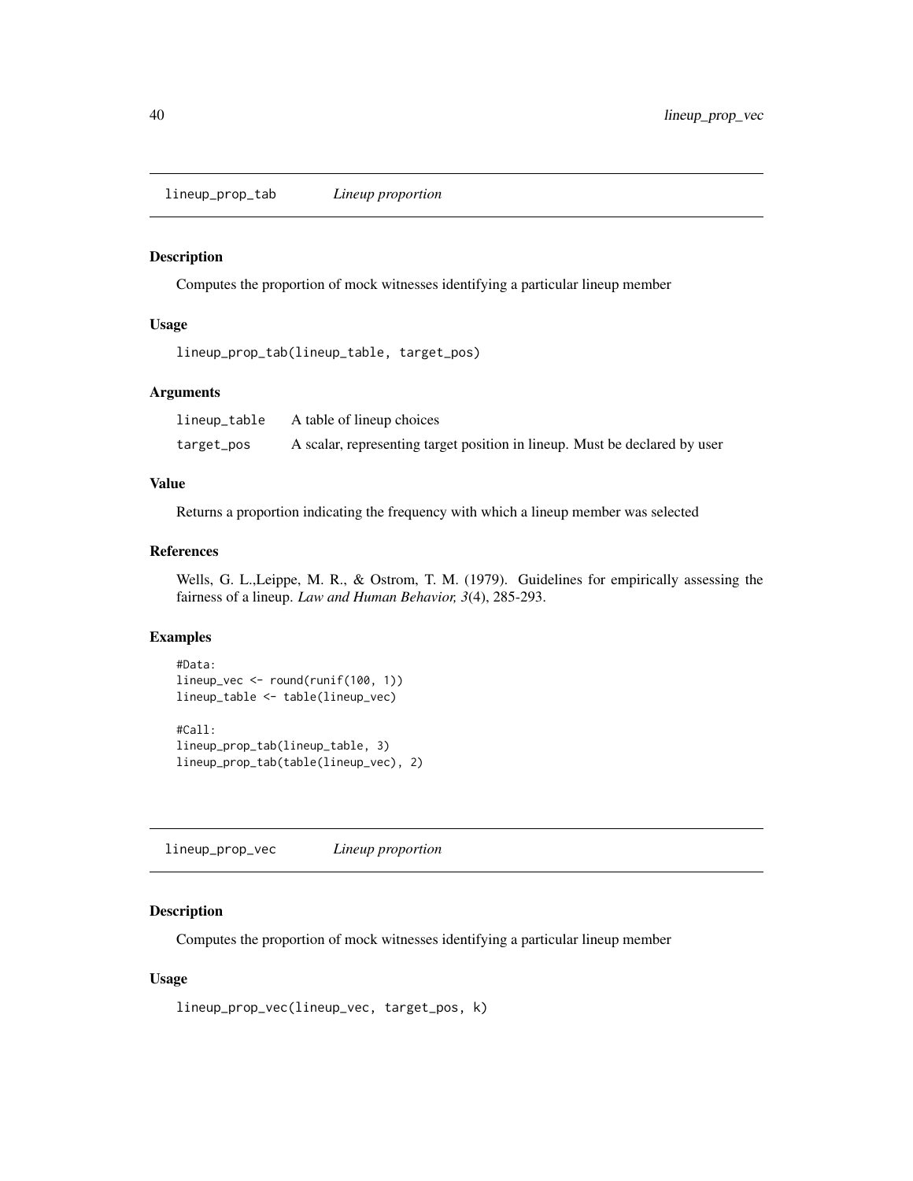## lineup_prop_tab *Lineup proportion*

### Description

Computes the proportion of mock witnesses identifying a particular lineup member

### Usage

```
lineup_prop_tab(lineup_table, target_pos)
```

### Arguments

| | |
|---|---|
| lineup_table | A table of lineup choices |
| target_pos | A scalar, representing target position in lineup. Must be declared by user |

### Value

Returns a proportion indicating the frequency with which a lineup member was selected

### References

Wells, G. L.,Leippe, M. R., & Ostrom, T. M. (1979). Guidelines for empirically assessing the fairness of a lineup. *Law and Human Behavior, 3*(4), 285-293.

### Examples

```
#Data:
lineup_vec <- round(runif(100, 1))
lineup_table <- table(lineup_vec)

#Call:
lineup_prop_tab(lineup_table, 3)
lineup_prop_tab(table(lineup_vec), 2)
```

## lineup_prop_vec *Lineup proportion*

### Description

Computes the proportion of mock witnesses identifying a particular lineup member

### Usage

```
lineup_prop_vec(lineup_vec, target_pos, k)
```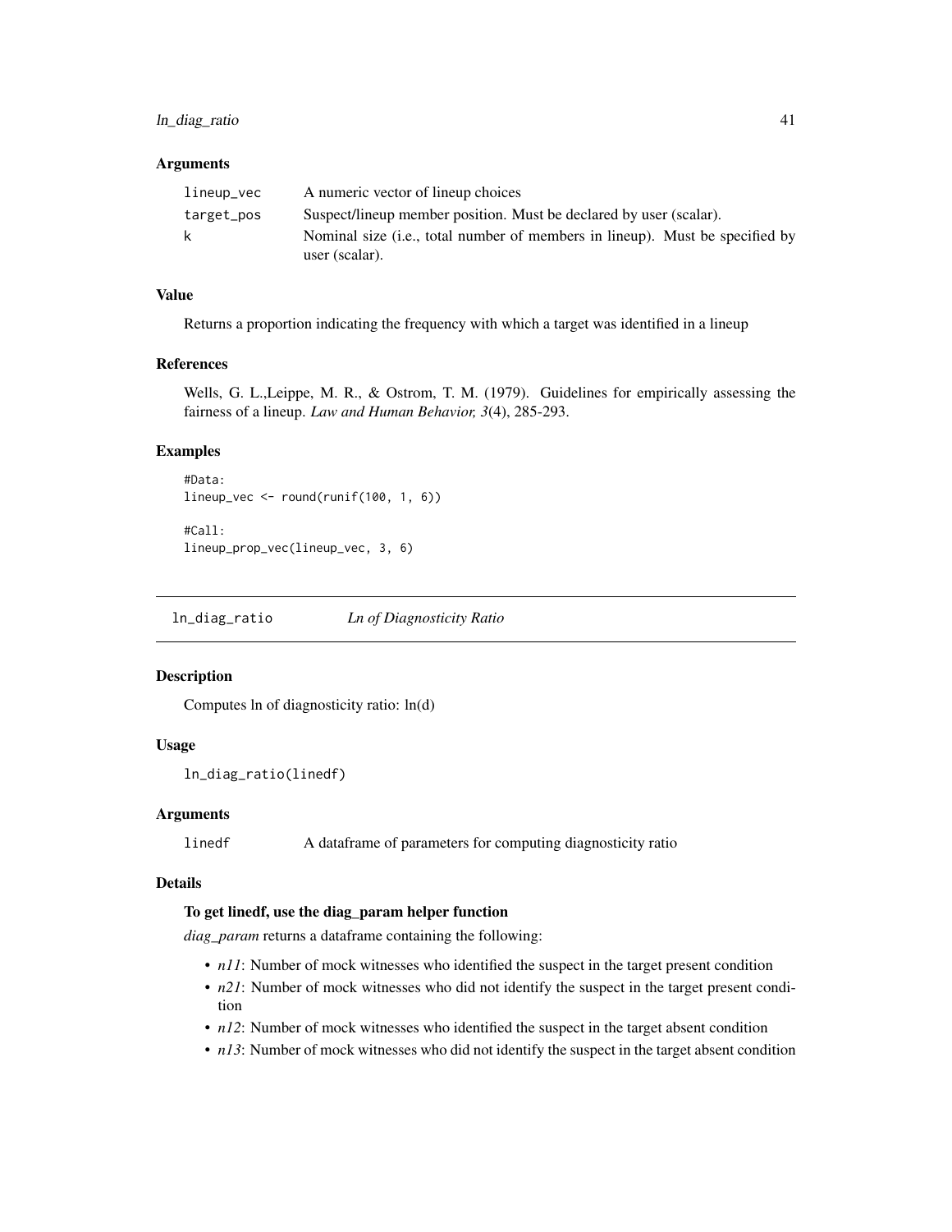### Arguments

| | |
|---|---|
| lineup_vec | A numeric vector of lineup choices |
| target_pos | Suspect/lineup member position. Must be declared by user (scalar). |
| k | Nominal size (i.e., total number of members in lineup). Must be specified by user (scalar). |

### Value

Returns a proportion indicating the frequency with which a target was identified in a lineup

### References

Wells, G. L.,Leippe, M. R., & Ostrom, T. M. (1979). Guidelines for empirically assessing the fairness of a lineup. *Law and Human Behavior, 3*(4), 285-293.

### Examples

```
#Data:
lineup_vec <- round(runif(100, 1, 6))

#Call:
lineup_prop_vec(lineup_vec, 3, 6)
```

---

## ln_diag_ratio *Ln of Diagnosticity Ratio*

### Description

Computes ln of diagnosticity ratio: ln(d)

### Usage

```
ln_diag_ratio(linedf)
```

### Arguments

| | |
|---|---|
| linedf | A dataframe of parameters for computing diagnosticity ratio |

### Details

**To get linedf, use the diag_param helper function**

*diag_param* returns a dataframe containing the following:

- *n11*: Number of mock witnesses who identified the suspect in the target present condition
- *n21*: Number of mock witnesses who did not identify the suspect in the target present condition
- *n12*: Number of mock witnesses who identified the suspect in the target absent condition
- *n13*: Number of mock witnesses who did not identify the suspect in the target absent condition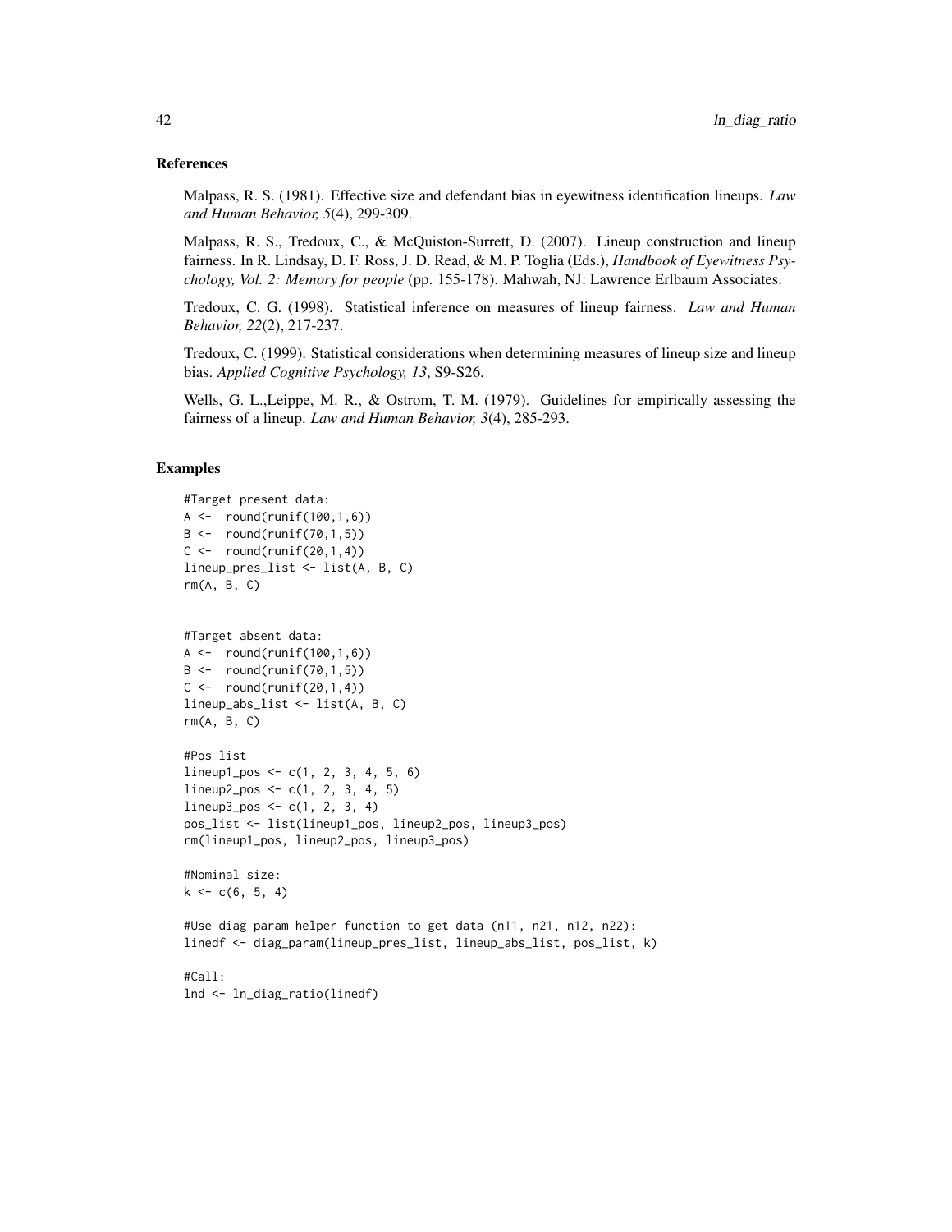## References

Malpass, R. S. (1981). Effective size and defendant bias in eyewitness identification lineups. *Law and Human Behavior, 5*(4), 299-309.

Malpass, R. S., Tredoux, C., & McQuiston-Surrett, D. (2007). Lineup construction and lineup fairness. In R. Lindsay, D. F. Ross, J. D. Read, & M. P. Toglia (Eds.), *Handbook of Eyewitness Psychology, Vol. 2: Memory for people* (pp. 155-178). Mahwah, NJ: Lawrence Erlbaum Associates.

Tredoux, C. G. (1998). Statistical inference on measures of lineup fairness. *Law and Human Behavior, 22*(2), 217-237.

Tredoux, C. (1999). Statistical considerations when determining measures of lineup size and lineup bias. *Applied Cognitive Psychology, 13*, S9-S26.

Wells, G. L.,Leippe, M. R., & Ostrom, T. M. (1979). Guidelines for empirically assessing the fairness of a lineup. *Law and Human Behavior, 3*(4), 285-293.

## Examples

```
#Target present data:
A <-  round(runif(100,1,6))
B <-  round(runif(70,1,5))
C <-  round(runif(20,1,4))
lineup_pres_list <- list(A, B, C)
rm(A, B, C)


#Target absent data:
A <-  round(runif(100,1,6))
B <-  round(runif(70,1,5))
C <-  round(runif(20,1,4))
lineup_abs_list <- list(A, B, C)
rm(A, B, C)

#Pos list
lineup1_pos <- c(1, 2, 3, 4, 5, 6)
lineup2_pos <- c(1, 2, 3, 4, 5)
lineup3_pos <- c(1, 2, 3, 4)
pos_list <- list(lineup1_pos, lineup2_pos, lineup3_pos)
rm(lineup1_pos, lineup2_pos, lineup3_pos)

#Nominal size:
k <- c(6, 5, 4)

#Use diag param helper function to get data (n11, n21, n12, n22):
linedf <- diag_param(lineup_pres_list, lineup_abs_list, pos_list, k)

#Call:
lnd <- ln_diag_ratio(linedf)
```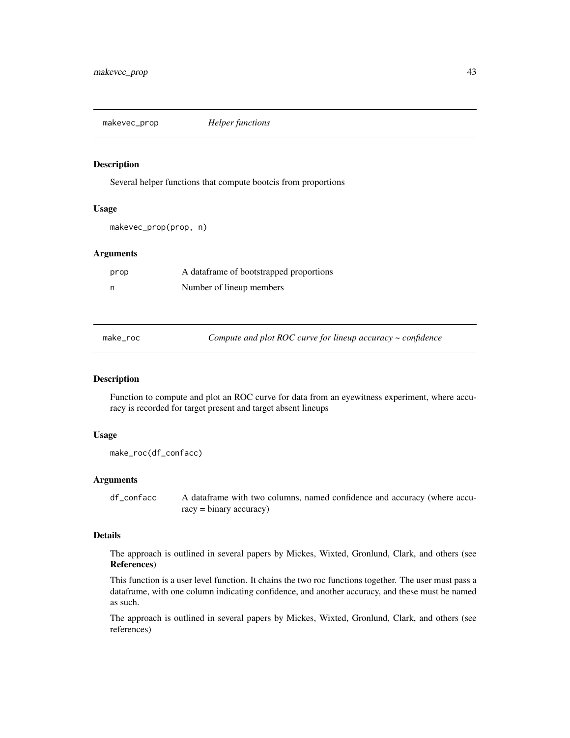## makevec_prop *Helper functions*

### Description

Several helper functions that compute bootcis from proportions

### Usage

```
makevec_prop(prop, n)
```

### Arguments

| | |
|---|---|
| prop | A dataframe of bootstrapped proportions |
| n | Number of lineup members |

## make_roc *Compute and plot ROC curve for lineup accuracy ~ confidence*

### Description

Function to compute and plot an ROC curve for data from an eyewitness experiment, where accuracy is recorded for target present and target absent lineups

### Usage

```
make_roc(df_confacc)
```

### Arguments

| | |
|---|---|
| df_confacc | A dataframe with two columns, named confidence and accuracy (where accuracy = binary accuracy) |

### Details

The approach is outlined in several papers by Mickes, Wixted, Gronlund, Clark, and others (see **References**)

This function is a user level function. It chains the two roc functions together. The user must pass a dataframe, with one column indicating confidence, and another accuracy, and these must be named as such.

The approach is outlined in several papers by Mickes, Wixted, Gronlund, Clark, and others (see references)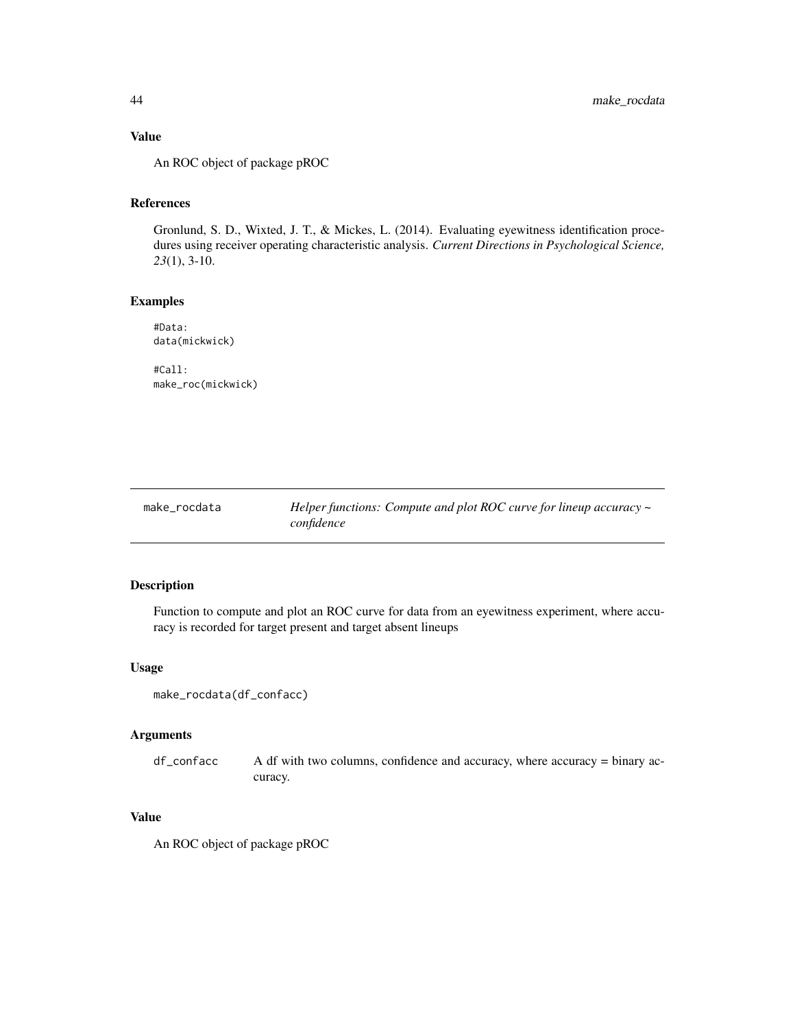### Value

An ROC object of package pROC

### References

Gronlund, S. D., Wixted, J. T., & Mickes, L. (2014). Evaluating eyewitness identification procedures using receiver operating characteristic analysis. *Current Directions in Psychological Science, 23*(1), 3-10.

### Examples

```
#Data:
data(mickwick)

#Call:
make_roc(mickwick)
```

---

## make_rocdata — *Helper functions: Compute and plot ROC curve for lineup accuracy ~ confidence*

---

### Description

Function to compute and plot an ROC curve for data from an eyewitness experiment, where accuracy is recorded for target present and target absent lineups

### Usage

```
make_rocdata(df_confacc)
```

### Arguments

| | |
|---|---|
| `df_confacc` | A df with two columns, confidence and accuracy, where accuracy = binary accuracy. |

### Value

An ROC object of package pROC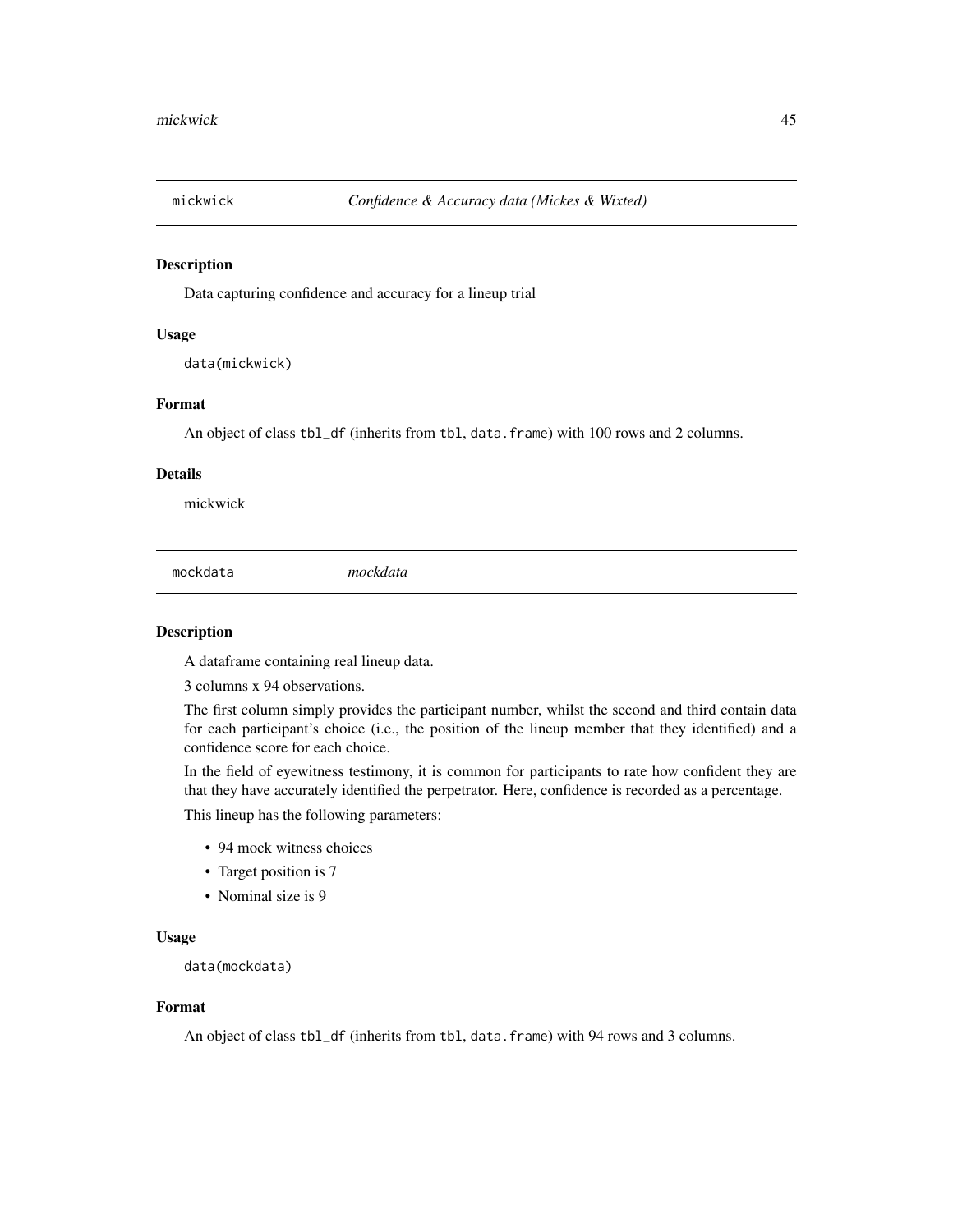## mickwick — *Confidence & Accuracy data (Mickes & Wixted)*

### Description

Data capturing confidence and accuracy for a lineup trial

### Usage

```
data(mickwick)
```

### Format

An object of class `tbl_df` (inherits from `tbl`, `data.frame`) with 100 rows and 2 columns.

### Details

mickwick

## mockdata — *mockdata*

### Description

A dataframe containing real lineup data.

3 columns x 94 observations.

The first column simply provides the participant number, whilst the second and third contain data for each participant's choice (i.e., the position of the lineup member that they identified) and a confidence score for each choice.

In the field of eyewitness testimony, it is common for participants to rate how confident they are that they have accurately identified the perpetrator. Here, confidence is recorded as a percentage.

This lineup has the following parameters:

- 94 mock witness choices
- Target position is 7
- Nominal size is 9

### Usage

```
data(mockdata)
```

### Format

An object of class `tbl_df` (inherits from `tbl`, `data.frame`) with 94 rows and 3 columns.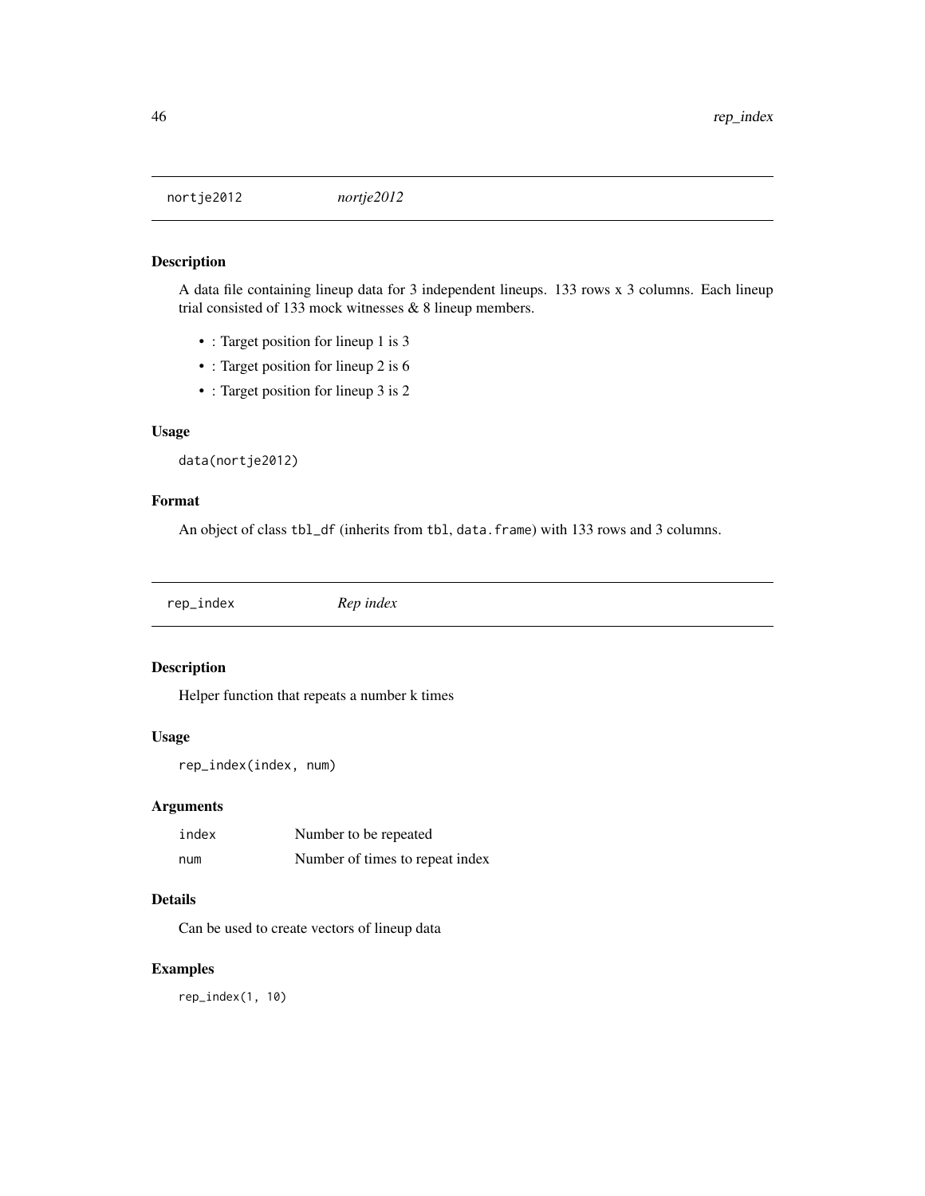## nortje2012 *nortje2012*

### Description

A data file containing lineup data for 3 independent lineups. 133 rows x 3 columns. Each lineup trial consisted of 133 mock witnesses & 8 lineup members.

- : Target position for lineup 1 is 3
- : Target position for lineup 2 is 6
- : Target position for lineup 3 is 2

### Usage

```
data(nortje2012)
```

### Format

An object of class `tbl_df` (inherits from `tbl`, `data.frame`) with 133 rows and 3 columns.

## rep_index *Rep index*

### Description

Helper function that repeats a number k times

### Usage

```
rep_index(index, num)
```

### Arguments

| | |
|---|---|
| `index` | Number to be repeated |
| `num` | Number of times to repeat index |

### Details

Can be used to create vectors of lineup data

### Examples

```
rep_index(1, 10)
```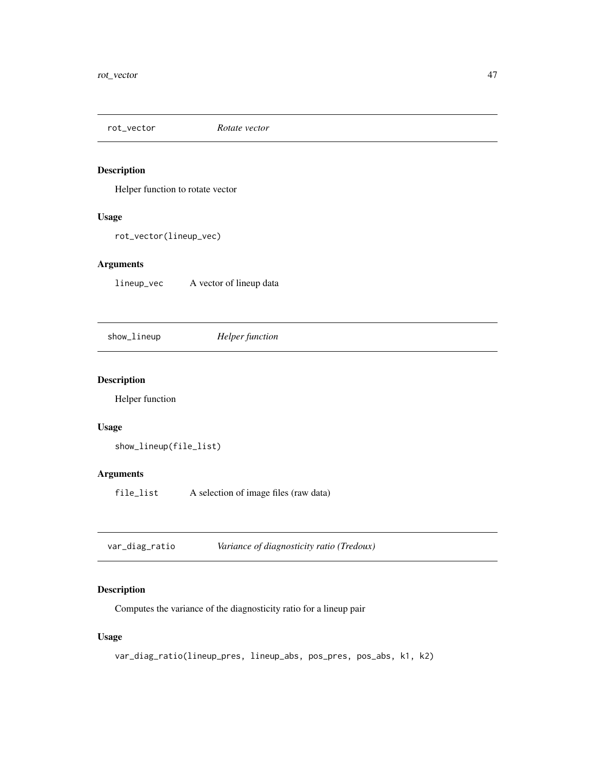## rot_vector — *Rotate vector*

### Description

Helper function to rotate vector

### Usage

```
rot_vector(lineup_vec)
```

### Arguments

| | |
|---|---|
| lineup_vec | A vector of lineup data |

## show_lineup — *Helper function*

### Description

Helper function

### Usage

```
show_lineup(file_list)
```

### Arguments

| | |
|---|---|
| file_list | A selection of image files (raw data) |

## var_diag_ratio — *Variance of diagnosticity ratio (Tredoux)*

### Description

Computes the variance of the diagnosticity ratio for a lineup pair

### Usage

```
var_diag_ratio(lineup_pres, lineup_abs, pos_pres, pos_abs, k1, k2)
```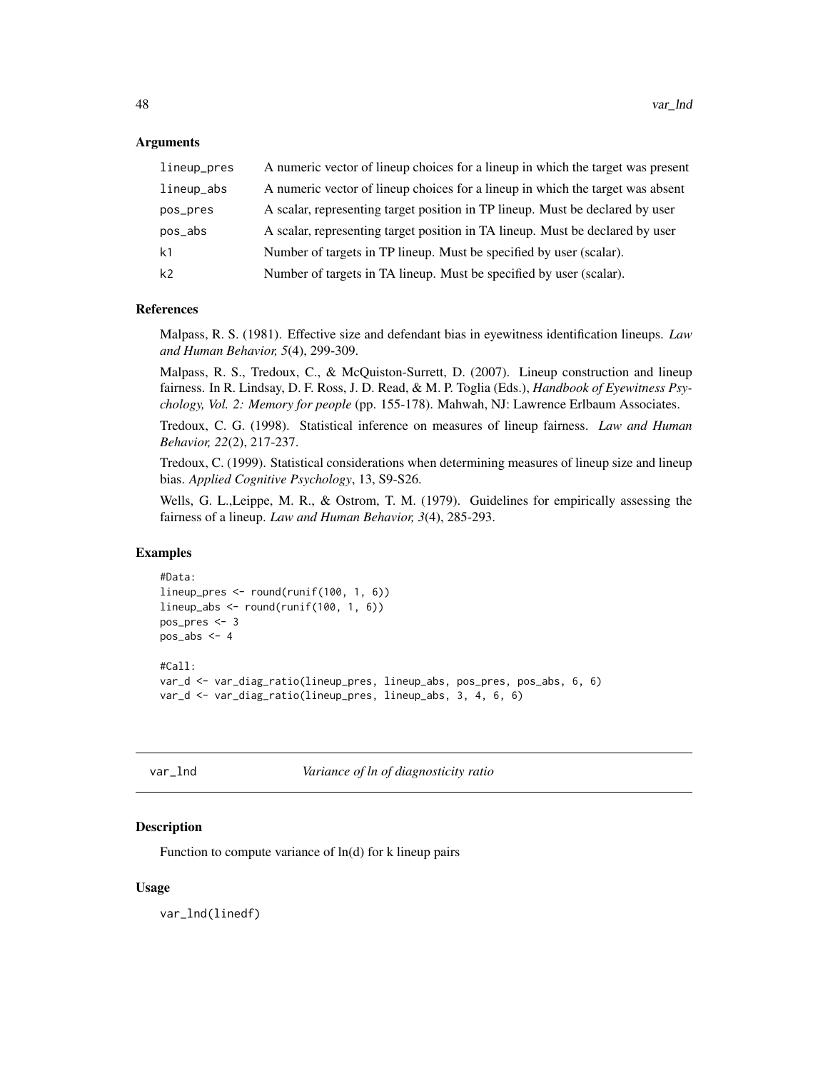### Arguments

| | |
|---|---|
| lineup_pres | A numeric vector of lineup choices for a lineup in which the target was present |
| lineup_abs | A numeric vector of lineup choices for a lineup in which the target was absent |
| pos_pres | A scalar, representing target position in TP lineup. Must be declared by user |
| pos_abs | A scalar, representing target position in TA lineup. Must be declared by user |
| k1 | Number of targets in TP lineup. Must be specified by user (scalar). |
| k2 | Number of targets in TA lineup. Must be specified by user (scalar). |

### References

Malpass, R. S. (1981). Effective size and defendant bias in eyewitness identification lineups. *Law and Human Behavior, 5*(4), 299-309.

Malpass, R. S., Tredoux, C., & McQuiston-Surrett, D. (2007). Lineup construction and lineup fairness. In R. Lindsay, D. F. Ross, J. D. Read, & M. P. Toglia (Eds.), *Handbook of Eyewitness Psychology, Vol. 2: Memory for people* (pp. 155-178). Mahwah, NJ: Lawrence Erlbaum Associates.

Tredoux, C. G. (1998). Statistical inference on measures of lineup fairness. *Law and Human Behavior, 22*(2), 217-237.

Tredoux, C. (1999). Statistical considerations when determining measures of lineup size and lineup bias. *Applied Cognitive Psychology*, 13, S9-S26.

Wells, G. L.,Leippe, M. R., & Ostrom, T. M. (1979). Guidelines for empirically assessing the fairness of a lineup. *Law and Human Behavior, 3*(4), 285-293.

### Examples

```
#Data:
lineup_pres <- round(runif(100, 1, 6))
lineup_abs <- round(runif(100, 1, 6))
pos_pres <- 3
pos_abs <- 4

#Call:
var_d <- var_diag_ratio(lineup_pres, lineup_abs, pos_pres, pos_abs, 6, 6)
var_d <- var_diag_ratio(lineup_pres, lineup_abs, 3, 4, 6, 6)
```

---

## var_lnd — *Variance of ln of diagnosticity ratio*

### Description

Function to compute variance of ln(d) for k lineup pairs

### Usage

```
var_lnd(linedf)
```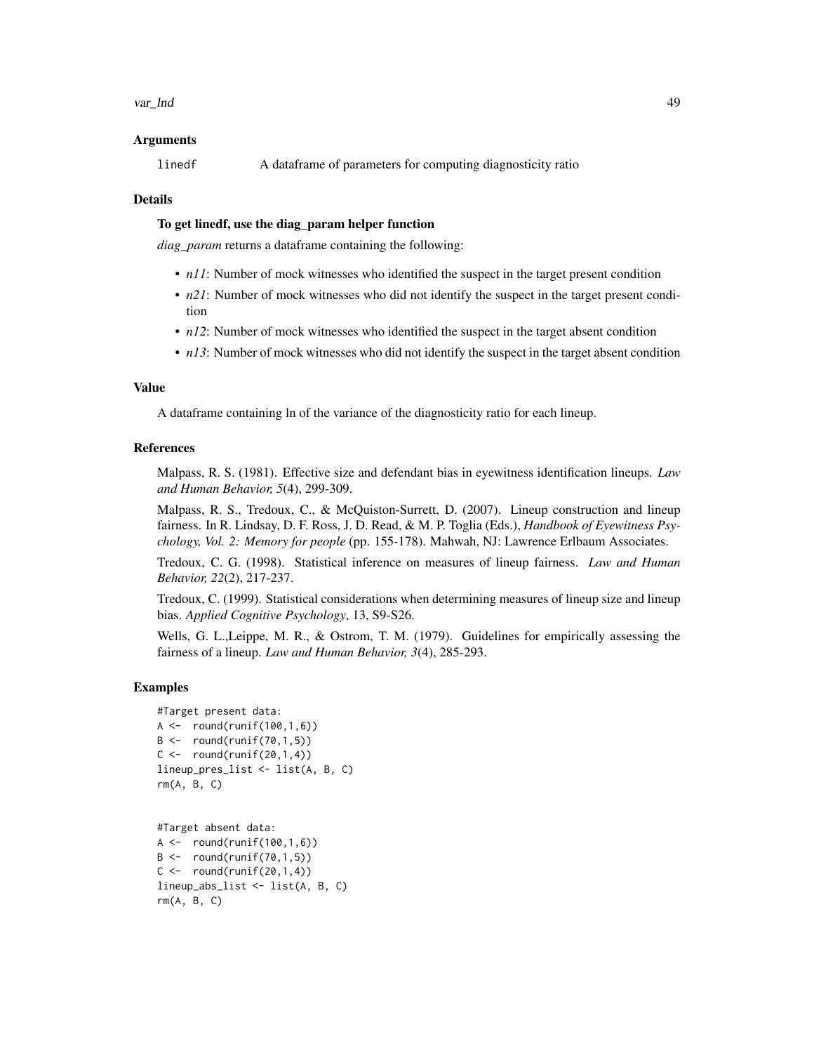### Arguments

`linedf` A dataframe of parameters for computing diagnosticity ratio

### Details

**To get linedf, use the diag_param helper function**

*diag_param* returns a dataframe containing the following:

- *n11*: Number of mock witnesses who identified the suspect in the target present condition
- *n21*: Number of mock witnesses who did not identify the suspect in the target present condition
- *n12*: Number of mock witnesses who identified the suspect in the target absent condition
- *n13*: Number of mock witnesses who did not identify the suspect in the target absent condition

### Value

A dataframe containing ln of the variance of the diagnosticity ratio for each lineup.

### References

Malpass, R. S. (1981). Effective size and defendant bias in eyewitness identification lineups. *Law and Human Behavior, 5*(4), 299-309.

Malpass, R. S., Tredoux, C., & McQuiston-Surrett, D. (2007). Lineup construction and lineup fairness. In R. Lindsay, D. F. Ross, J. D. Read, & M. P. Toglia (Eds.), *Handbook of Eyewitness Psychology, Vol. 2: Memory for people* (pp. 155-178). Mahwah, NJ: Lawrence Erlbaum Associates.

Tredoux, C. G. (1998). Statistical inference on measures of lineup fairness. *Law and Human Behavior, 22*(2), 217-237.

Tredoux, C. (1999). Statistical considerations when determining measures of lineup size and lineup bias. *Applied Cognitive Psychology*, 13, S9-S26.

Wells, G. L.,Leippe, M. R., & Ostrom, T. M. (1979). Guidelines for empirically assessing the fairness of a lineup. *Law and Human Behavior, 3*(4), 285-293.

### Examples

```
#Target present data:
A <-  round(runif(100,1,6))
B <-  round(runif(70,1,5))
C <-  round(runif(20,1,4))
lineup_pres_list <- list(A, B, C)
rm(A, B, C)


#Target absent data:
A <-  round(runif(100,1,6))
B <-  round(runif(70,1,5))
C <-  round(runif(20,1,4))
lineup_abs_list <- list(A, B, C)
rm(A, B, C)
```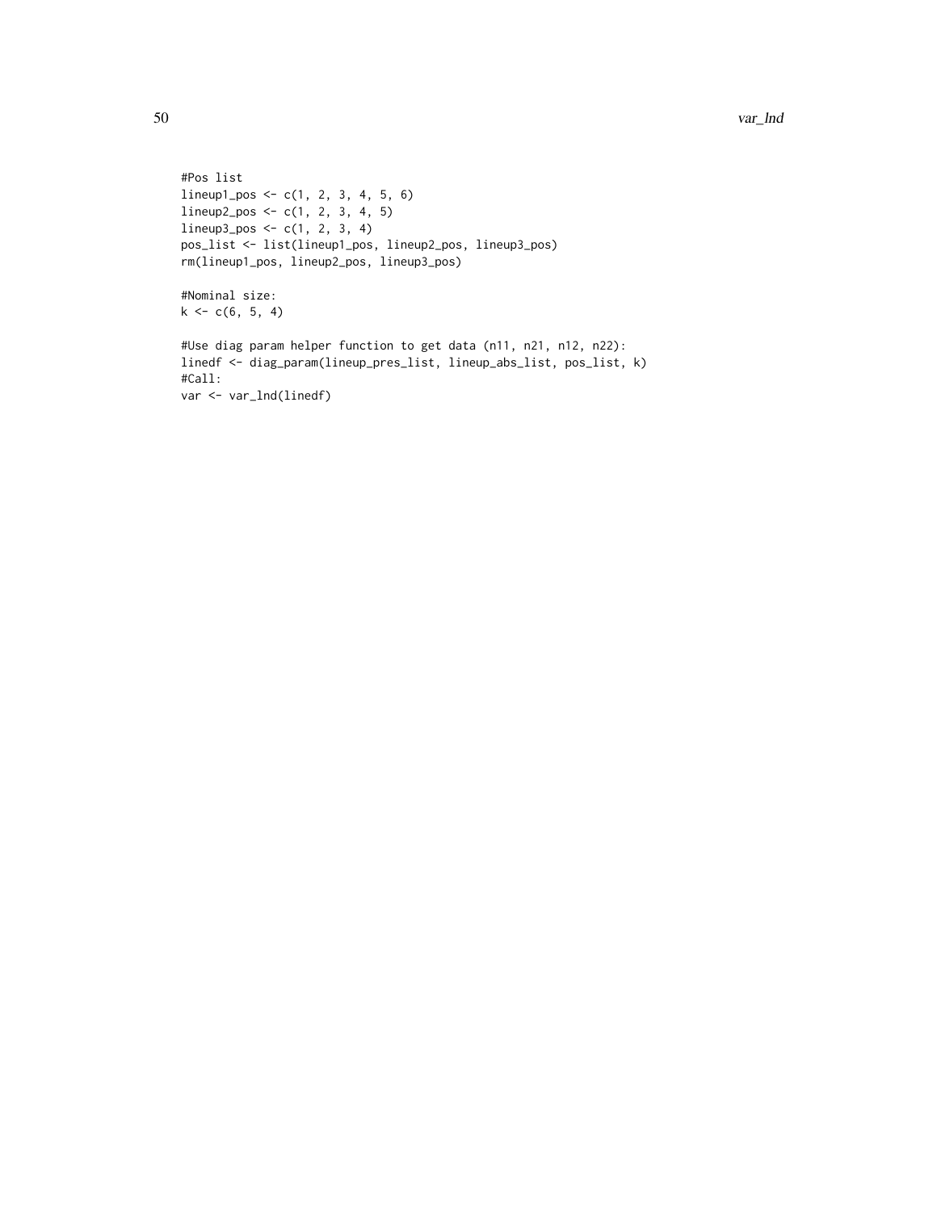```
#Pos list
lineup1_pos <- c(1, 2, 3, 4, 5, 6)
lineup2_pos <- c(1, 2, 3, 4, 5)
lineup3_pos <- c(1, 2, 3, 4)
pos_list <- list(lineup1_pos, lineup2_pos, lineup3_pos)
rm(lineup1_pos, lineup2_pos, lineup3_pos)

#Nominal size:
k <- c(6, 5, 4)

#Use diag param helper function to get data (n11, n21, n12, n22):
linedf <- diag_param(lineup_pres_list, lineup_abs_list, pos_list, k)
#Call:
var <- var_lnd(linedf)
```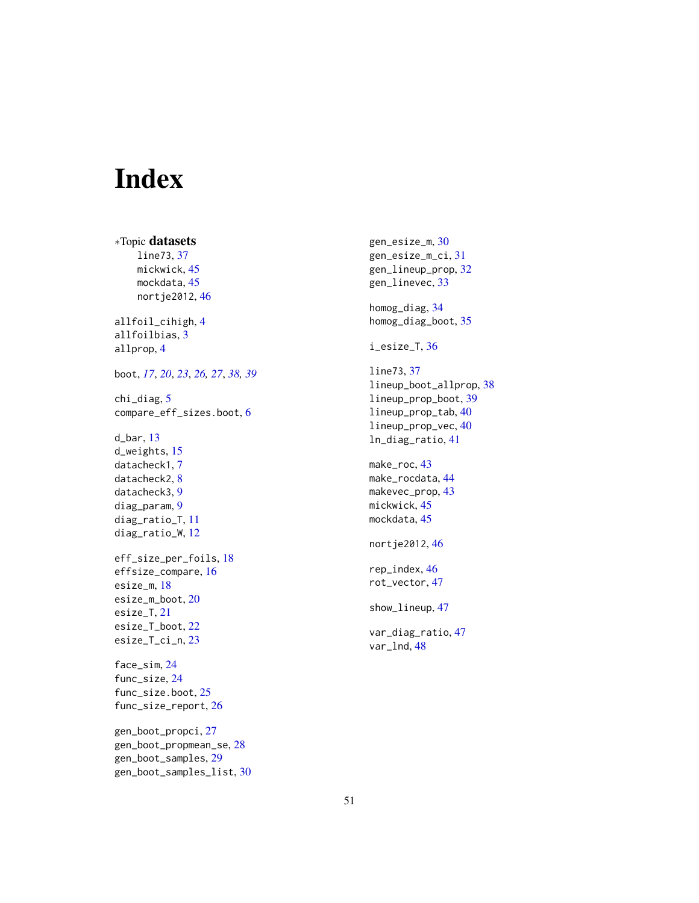# Index

*Topic **datasets**
- line73, 37
- mickwick, 45
- mockdata, 45
- nortje2012, 46

allfoil_cihigh, 4
allfoilbias, 3
allprop, 4

boot, *17*, *20*, *23*, *26, 27*, *38, 39*

chi_diag, 5
compare_eff_sizes.boot, 6

d_bar, 13
d_weights, 15
datacheck1, 7
datacheck2, 8
datacheck3, 9
diag_param, 9
diag_ratio_T, 11
diag_ratio_W, 12

eff_size_per_foils, 18
effsize_compare, 16
esize_m, 18
esize_m_boot, 20
esize_T, 21
esize_T_boot, 22
esize_T_ci_n, 23

face_sim, 24
func_size, 24
func_size.boot, 25
func_size_report, 26

gen_boot_propci, 27
gen_boot_propmean_se, 28
gen_boot_samples, 29
gen_boot_samples_list, 30
gen_esize_m, 30
gen_esize_m_ci, 31
gen_lineup_prop, 32
gen_linevec, 33

homog_diag, 34
homog_diag_boot, 35

i_esize_T, 36

line73, 37
lineup_boot_allprop, 38
lineup_prop_boot, 39
lineup_prop_tab, 40
lineup_prop_vec, 40
ln_diag_ratio, 41

make_roc, 43
make_rocdata, 44
makevec_prop, 43
mickwick, 45
mockdata, 45

nortje2012, 46

rep_index, 46
rot_vector, 47

show_lineup, 47

var_diag_ratio, 47
var_lnd, 48